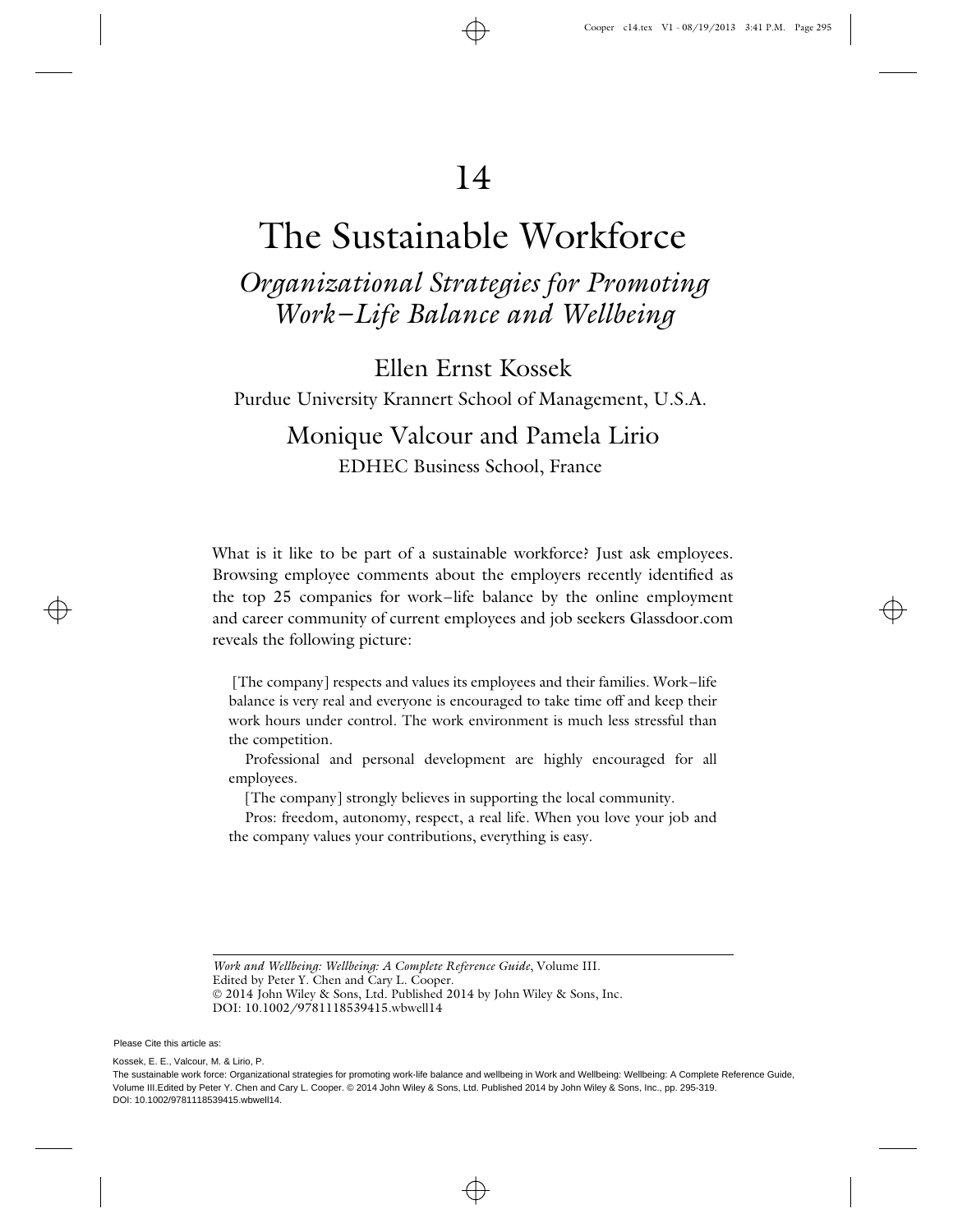# 14

# The Sustainable Workforce

## *Organizational Strategies for Promoting Work–Life Balance and Wellbeing*

Ellen Ernst Kossek

Purdue University Krannert School of Management, U.S.A.

Monique Valcour and Pamela Lirio

EDHEC Business School, France

What is it like to be part of a sustainable workforce? Just ask employees. Browsing employee comments about the employers recently identified as the top 25 companies for work–life balance by the online employment and career community of current employees and job seekers Glassdoor.com reveals the following picture:

> [The company] respects and values its employees and their families. Work–life balance is very real and everyone is encouraged to take time off and keep their work hours under control. The work environment is much less stressful than the competition.
>
> Professional and personal development are highly encouraged for all employees.
>
> [The company] strongly believes in supporting the local community.
>
> Pros: freedom, autonomy, respect, a real life. When you love your job and the company values your contributions, everything is easy.

---

*Work and Wellbeing: Wellbeing: A Complete Reference Guide*, Volume III.
Edited by Peter Y. Chen and Cary L. Cooper.
© 2014 John Wiley & Sons, Ltd. Published 2014 by John Wiley & Sons, Inc.
DOI: 10.1002/9781118539415.wbwell14

Please Cite this article as:

Kossek, E. E., Valcour, M. & Lirio, P.
The sustainable work force: Organizational strategies for promoting work-life balance and wellbeing in Work and Wellbeing: Wellbeing: A Complete Reference Guide, Volume III.Edited by Peter Y. Chen and Cary L. Cooper. © 2014 John Wiley & Sons, Ltd. Published 2014 by John Wiley & Sons, Inc., pp. 295-319.
DOI: 10.1002/9781118539415.wbwell14.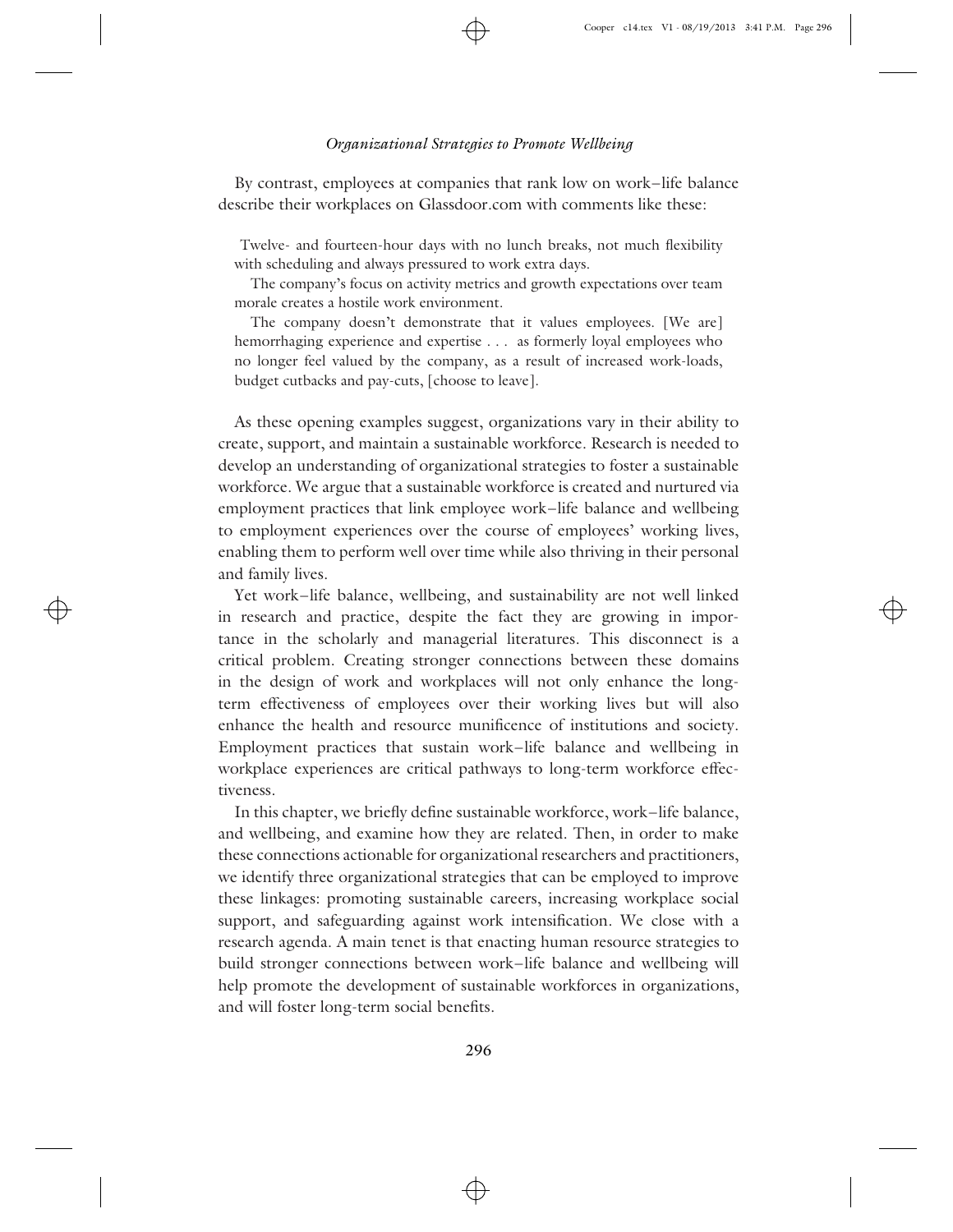By contrast, employees at companies that rank low on work–life balance describe their workplaces on Glassdoor.com with comments like these:

> Twelve- and fourteen-hour days with no lunch breaks, not much flexibility with scheduling and always pressured to work extra days.
>
> The company's focus on activity metrics and growth expectations over team morale creates a hostile work environment.
>
> The company doesn't demonstrate that it values employees. [We are] hemorrhaging experience and expertise . . . as formerly loyal employees who no longer feel valued by the company, as a result of increased work-loads, budget cutbacks and pay-cuts, [choose to leave].

As these opening examples suggest, organizations vary in their ability to create, support, and maintain a sustainable workforce. Research is needed to develop an understanding of organizational strategies to foster a sustainable workforce. We argue that a sustainable workforce is created and nurtured via employment practices that link employee work–life balance and wellbeing to employment experiences over the course of employees' working lives, enabling them to perform well over time while also thriving in their personal and family lives.

Yet work–life balance, wellbeing, and sustainability are not well linked in research and practice, despite the fact they are growing in importance in the scholarly and managerial literatures. This disconnect is a critical problem. Creating stronger connections between these domains in the design of work and workplaces will not only enhance the long-term effectiveness of employees over their working lives but will also enhance the health and resource munificence of institutions and society. Employment practices that sustain work–life balance and wellbeing in workplace experiences are critical pathways to long-term workforce effectiveness.

In this chapter, we briefly define sustainable workforce, work–life balance, and wellbeing, and examine how they are related. Then, in order to make these connections actionable for organizational researchers and practitioners, we identify three organizational strategies that can be employed to improve these linkages: promoting sustainable careers, increasing workplace social support, and safeguarding against work intensification. We close with a research agenda. A main tenet is that enacting human resource strategies to build stronger connections between work–life balance and wellbeing will help promote the development of sustainable workforces in organizations, and will foster long-term social benefits.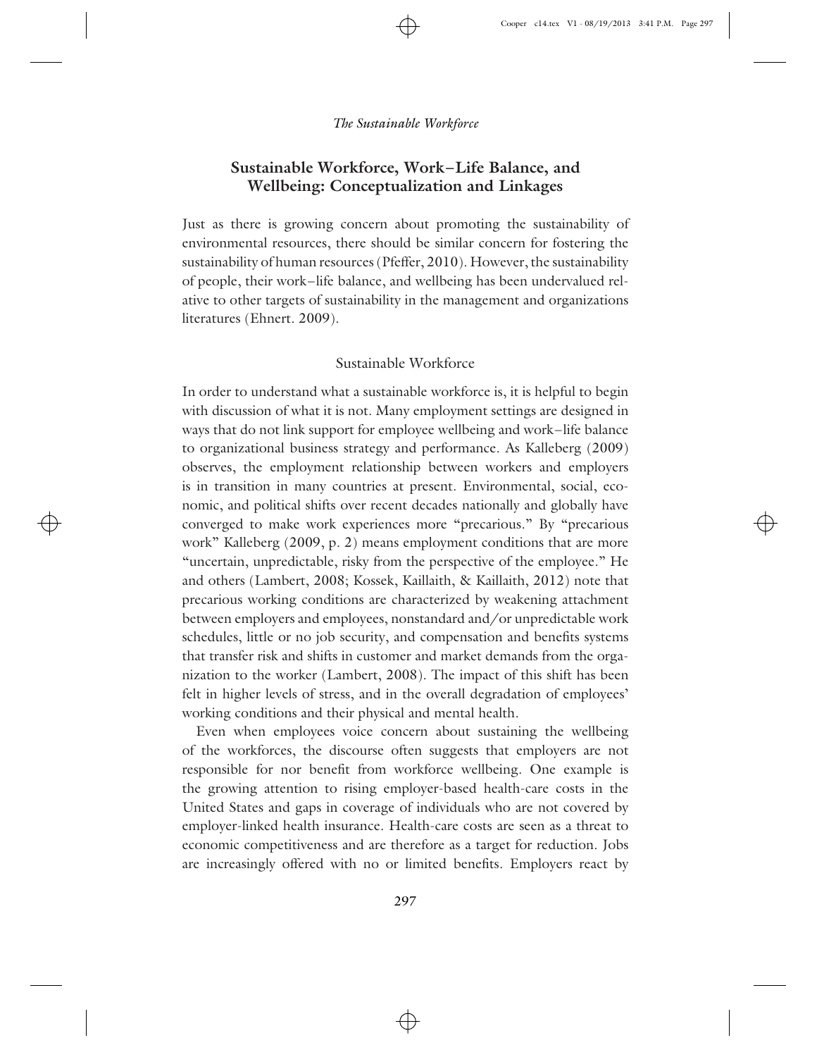## Sustainable Workforce, Work–Life Balance, and Wellbeing: Conceptualization and Linkages

Just as there is growing concern about promoting the sustainability of environmental resources, there should be similar concern for fostering the sustainability of human resources (Pfeffer, 2010). However, the sustainability of people, their work–life balance, and wellbeing has been undervalued relative to other targets of sustainability in the management and organizations literatures (Ehnert. 2009).

### Sustainable Workforce

In order to understand what a sustainable workforce is, it is helpful to begin with discussion of what it is not. Many employment settings are designed in ways that do not link support for employee wellbeing and work–life balance to organizational business strategy and performance. As Kalleberg (2009) observes, the employment relationship between workers and employers is in transition in many countries at present. Environmental, social, economic, and political shifts over recent decades nationally and globally have converged to make work experiences more "precarious." By "precarious work" Kalleberg (2009, p. 2) means employment conditions that are more "uncertain, unpredictable, risky from the perspective of the employee." He and others (Lambert, 2008; Kossek, Kaillaith, & Kaillaith, 2012) note that precarious working conditions are characterized by weakening attachment between employers and employees, nonstandard and/or unpredictable work schedules, little or no job security, and compensation and benefits systems that transfer risk and shifts in customer and market demands from the organization to the worker (Lambert, 2008). The impact of this shift has been felt in higher levels of stress, and in the overall degradation of employees' working conditions and their physical and mental health.

Even when employees voice concern about sustaining the wellbeing of the workforces, the discourse often suggests that employers are not responsible for nor benefit from workforce wellbeing. One example is the growing attention to rising employer-based health-care costs in the United States and gaps in coverage of individuals who are not covered by employer-linked health insurance. Health-care costs are seen as a threat to economic competitiveness and are therefore as a target for reduction. Jobs are increasingly offered with no or limited benefits. Employers react by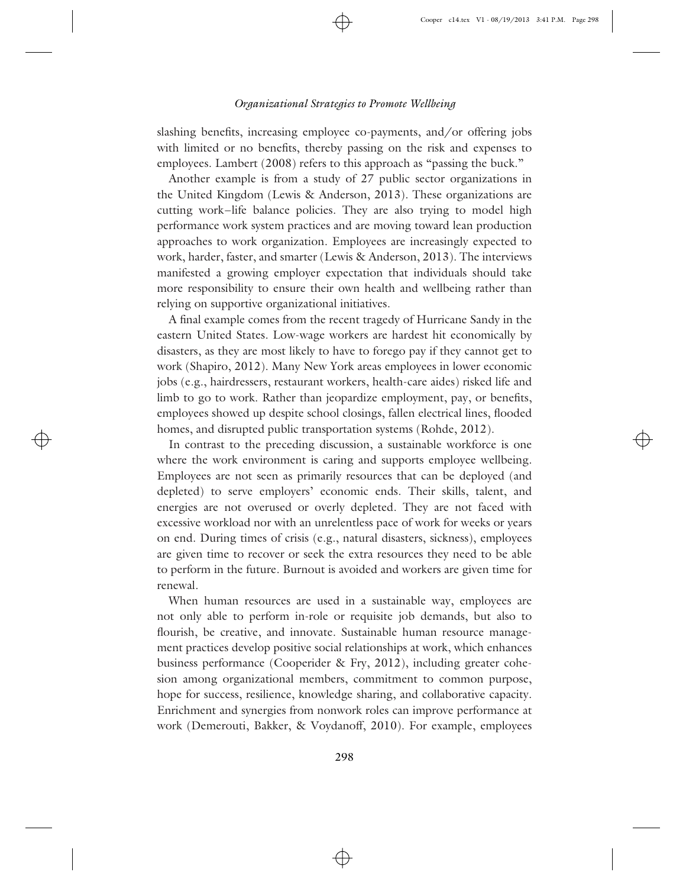slashing benefits, increasing employee co-payments, and/or offering jobs with limited or no benefits, thereby passing on the risk and expenses to employees. Lambert (2008) refers to this approach as "passing the buck."

Another example is from a study of 27 public sector organizations in the United Kingdom (Lewis & Anderson, 2013). These organizations are cutting work–life balance policies. They are also trying to model high performance work system practices and are moving toward lean production approaches to work organization. Employees are increasingly expected to work, harder, faster, and smarter (Lewis & Anderson, 2013). The interviews manifested a growing employer expectation that individuals should take more responsibility to ensure their own health and wellbeing rather than relying on supportive organizational initiatives.

A final example comes from the recent tragedy of Hurricane Sandy in the eastern United States. Low-wage workers are hardest hit economically by disasters, as they are most likely to have to forego pay if they cannot get to work (Shapiro, 2012). Many New York areas employees in lower economic jobs (e.g., hairdressers, restaurant workers, health-care aides) risked life and limb to go to work. Rather than jeopardize employment, pay, or benefits, employees showed up despite school closings, fallen electrical lines, flooded homes, and disrupted public transportation systems (Rohde, 2012).

In contrast to the preceding discussion, a sustainable workforce is one where the work environment is caring and supports employee wellbeing. Employees are not seen as primarily resources that can be deployed (and depleted) to serve employers' economic ends. Their skills, talent, and energies are not overused or overly depleted. They are not faced with excessive workload nor with an unrelentless pace of work for weeks or years on end. During times of crisis (e.g., natural disasters, sickness), employees are given time to recover or seek the extra resources they need to be able to perform in the future. Burnout is avoided and workers are given time for renewal.

When human resources are used in a sustainable way, employees are not only able to perform in-role or requisite job demands, but also to flourish, be creative, and innovate. Sustainable human resource management practices develop positive social relationships at work, which enhances business performance (Cooperider & Fry, 2012), including greater cohesion among organizational members, commitment to common purpose, hope for success, resilience, knowledge sharing, and collaborative capacity. Enrichment and synergies from nonwork roles can improve performance at work (Demerouti, Bakker, & Voydanoff, 2010). For example, employees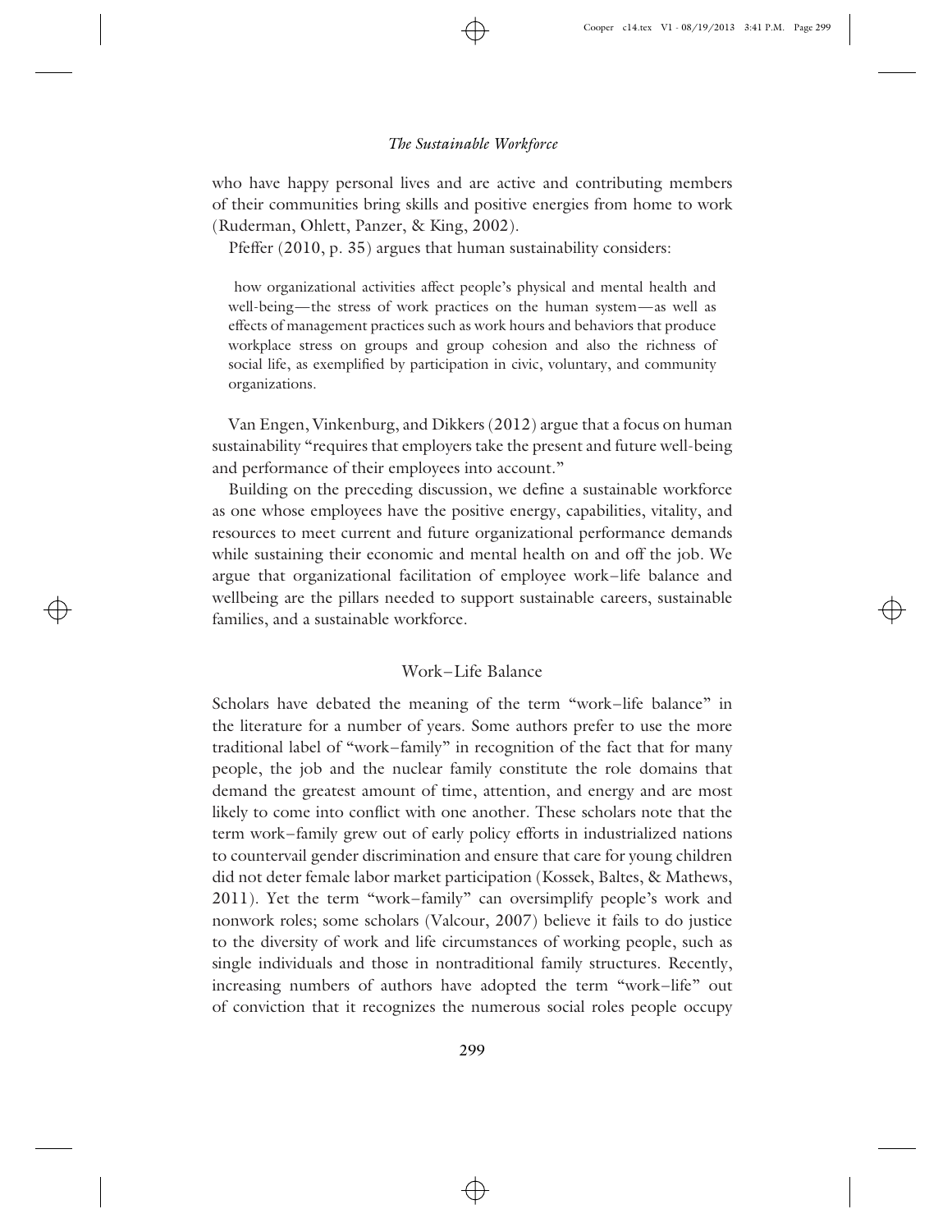who have happy personal lives and are active and contributing members of their communities bring skills and positive energies from home to work (Ruderman, Ohlett, Panzer, & King, 2002).

Pfeffer (2010, p. 35) argues that human sustainability considers:

> how organizational activities affect people's physical and mental health and well-being—the stress of work practices on the human system—as well as effects of management practices such as work hours and behaviors that produce workplace stress on groups and group cohesion and also the richness of social life, as exemplified by participation in civic, voluntary, and community organizations.

Van Engen, Vinkenburg, and Dikkers (2012) argue that a focus on human sustainability "requires that employers take the present and future well-being and performance of their employees into account."

Building on the preceding discussion, we define a sustainable workforce as one whose employees have the positive energy, capabilities, vitality, and resources to meet current and future organizational performance demands while sustaining their economic and mental health on and off the job. We argue that organizational facilitation of employee work–life balance and wellbeing are the pillars needed to support sustainable careers, sustainable families, and a sustainable workforce.

## Work–Life Balance

Scholars have debated the meaning of the term "work–life balance" in the literature for a number of years. Some authors prefer to use the more traditional label of "work–family" in recognition of the fact that for many people, the job and the nuclear family constitute the role domains that demand the greatest amount of time, attention, and energy and are most likely to come into conflict with one another. These scholars note that the term work–family grew out of early policy efforts in industrialized nations to countervail gender discrimination and ensure that care for young children did not deter female labor market participation (Kossek, Baltes, & Mathews, 2011). Yet the term "work–family" can oversimplify people's work and nonwork roles; some scholars (Valcour, 2007) believe it fails to do justice to the diversity of work and life circumstances of working people, such as single individuals and those in nontraditional family structures. Recently, increasing numbers of authors have adopted the term "work–life" out of conviction that it recognizes the numerous social roles people occupy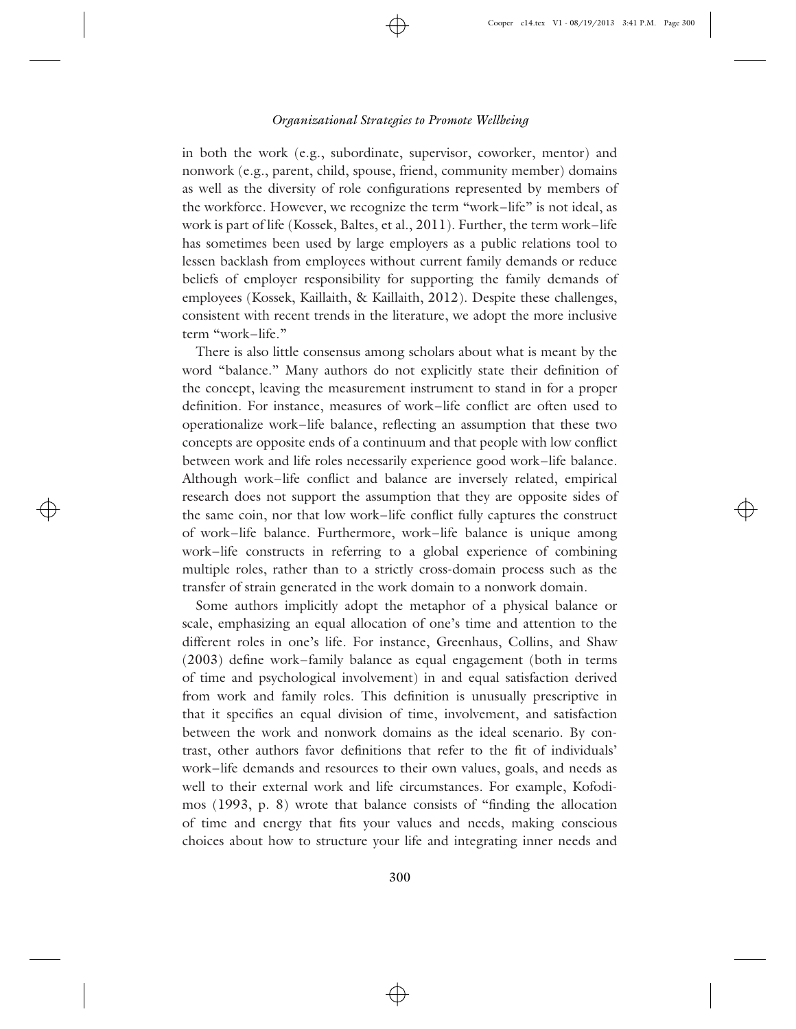in both the work (e.g., subordinate, supervisor, coworker, mentor) and nonwork (e.g., parent, child, spouse, friend, community member) domains as well as the diversity of role configurations represented by members of the workforce. However, we recognize the term "work–life" is not ideal, as work is part of life (Kossek, Baltes, et al., 2011). Further, the term work–life has sometimes been used by large employers as a public relations tool to lessen backlash from employees without current family demands or reduce beliefs of employer responsibility for supporting the family demands of employees (Kossek, Kaillaith, & Kaillaith, 2012). Despite these challenges, consistent with recent trends in the literature, we adopt the more inclusive term "work–life."

There is also little consensus among scholars about what is meant by the word "balance." Many authors do not explicitly state their definition of the concept, leaving the measurement instrument to stand in for a proper definition. For instance, measures of work–life conflict are often used to operationalize work–life balance, reflecting an assumption that these two concepts are opposite ends of a continuum and that people with low conflict between work and life roles necessarily experience good work–life balance. Although work–life conflict and balance are inversely related, empirical research does not support the assumption that they are opposite sides of the same coin, nor that low work–life conflict fully captures the construct of work–life balance. Furthermore, work–life balance is unique among work–life constructs in referring to a global experience of combining multiple roles, rather than to a strictly cross-domain process such as the transfer of strain generated in the work domain to a nonwork domain.

Some authors implicitly adopt the metaphor of a physical balance or scale, emphasizing an equal allocation of one's time and attention to the different roles in one's life. For instance, Greenhaus, Collins, and Shaw (2003) define work–family balance as equal engagement (both in terms of time and psychological involvement) in and equal satisfaction derived from work and family roles. This definition is unusually prescriptive in that it specifies an equal division of time, involvement, and satisfaction between the work and nonwork domains as the ideal scenario. By contrast, other authors favor definitions that refer to the fit of individuals' work–life demands and resources to their own values, goals, and needs as well to their external work and life circumstances. For example, Kofodimos (1993, p. 8) wrote that balance consists of "finding the allocation of time and energy that fits your values and needs, making conscious choices about how to structure your life and integrating inner needs and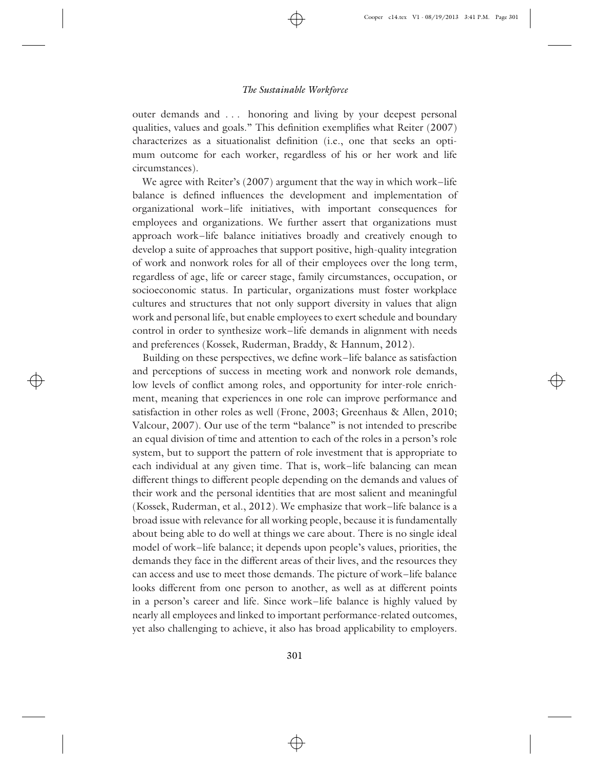outer demands and . . . honoring and living by your deepest personal qualities, values and goals." This definition exemplifies what Reiter (2007) characterizes as a situationalist definition (i.e., one that seeks an optimum outcome for each worker, regardless of his or her work and life circumstances).

We agree with Reiter's (2007) argument that the way in which work–life balance is defined influences the development and implementation of organizational work–life initiatives, with important consequences for employees and organizations. We further assert that organizations must approach work–life balance initiatives broadly and creatively enough to develop a suite of approaches that support positive, high-quality integration of work and nonwork roles for all of their employees over the long term, regardless of age, life or career stage, family circumstances, occupation, or socioeconomic status. In particular, organizations must foster workplace cultures and structures that not only support diversity in values that align work and personal life, but enable employees to exert schedule and boundary control in order to synthesize work–life demands in alignment with needs and preferences (Kossek, Ruderman, Braddy, & Hannum, 2012).

Building on these perspectives, we define work–life balance as satisfaction and perceptions of success in meeting work and nonwork role demands, low levels of conflict among roles, and opportunity for inter-role enrichment, meaning that experiences in one role can improve performance and satisfaction in other roles as well (Frone, 2003; Greenhaus & Allen, 2010; Valcour, 2007). Our use of the term "balance" is not intended to prescribe an equal division of time and attention to each of the roles in a person's role system, but to support the pattern of role investment that is appropriate to each individual at any given time. That is, work–life balancing can mean different things to different people depending on the demands and values of their work and the personal identities that are most salient and meaningful (Kossek, Ruderman, et al., 2012). We emphasize that work–life balance is a broad issue with relevance for all working people, because it is fundamentally about being able to do well at things we care about. There is no single ideal model of work–life balance; it depends upon people's values, priorities, the demands they face in the different areas of their lives, and the resources they can access and use to meet those demands. The picture of work–life balance looks different from one person to another, as well as at different points in a person's career and life. Since work–life balance is highly valued by nearly all employees and linked to important performance-related outcomes, yet also challenging to achieve, it also has broad applicability to employers.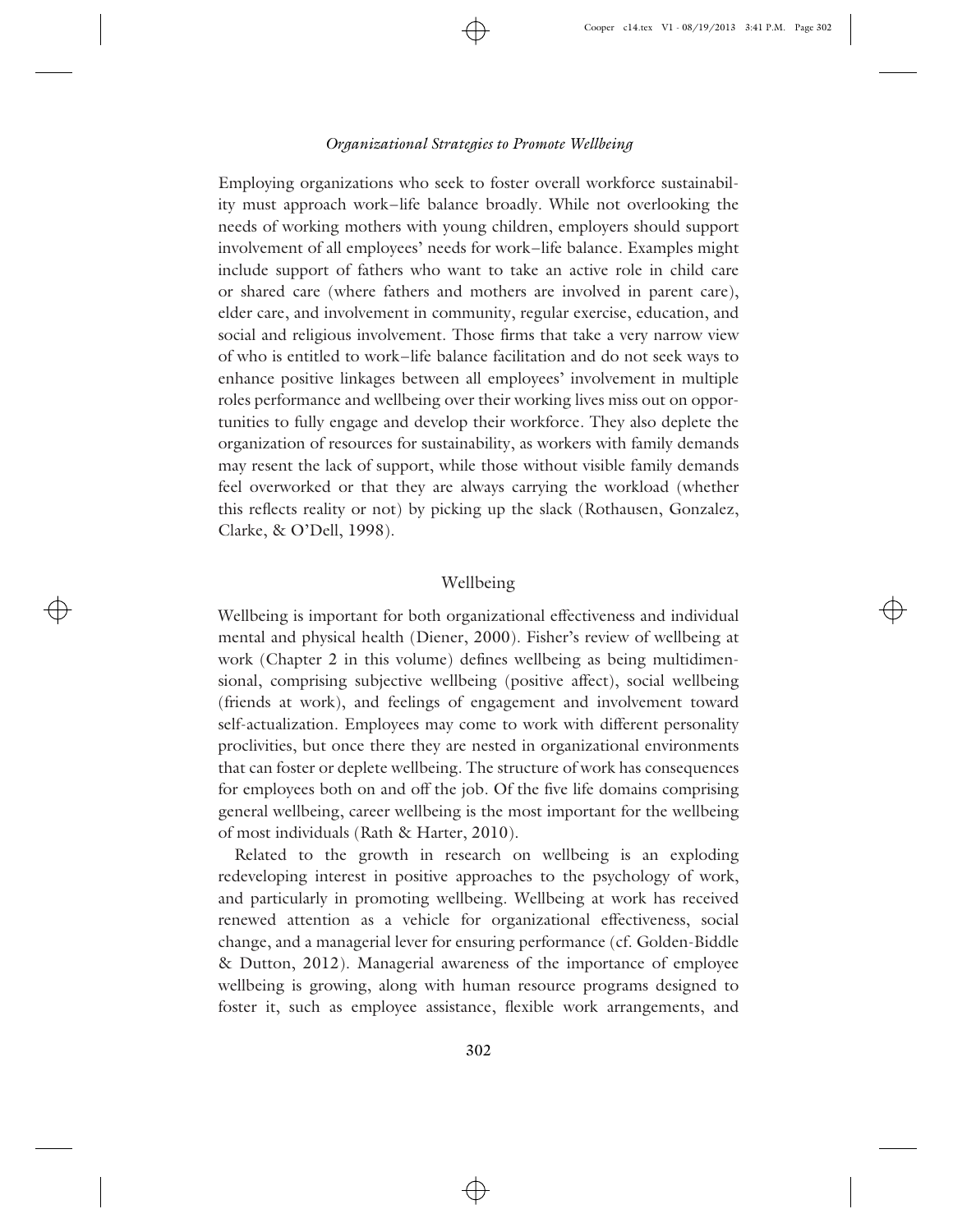Employing organizations who seek to foster overall workforce sustainability must approach work–life balance broadly. While not overlooking the needs of working mothers with young children, employers should support involvement of all employees' needs for work–life balance. Examples might include support of fathers who want to take an active role in child care or shared care (where fathers and mothers are involved in parent care), elder care, and involvement in community, regular exercise, education, and social and religious involvement. Those firms that take a very narrow view of who is entitled to work–life balance facilitation and do not seek ways to enhance positive linkages between all employees' involvement in multiple roles performance and wellbeing over their working lives miss out on opportunities to fully engage and develop their workforce. They also deplete the organization of resources for sustainability, as workers with family demands may resent the lack of support, while those without visible family demands feel overworked or that they are always carrying the workload (whether this reflects reality or not) by picking up the slack (Rothausen, Gonzalez, Clarke, & O'Dell, 1998).

## Wellbeing

Wellbeing is important for both organizational effectiveness and individual mental and physical health (Diener, 2000). Fisher's review of wellbeing at work (Chapter 2 in this volume) defines wellbeing as being multidimensional, comprising subjective wellbeing (positive affect), social wellbeing (friends at work), and feelings of engagement and involvement toward self-actualization. Employees may come to work with different personality proclivities, but once there they are nested in organizational environments that can foster or deplete wellbeing. The structure of work has consequences for employees both on and off the job. Of the five life domains comprising general wellbeing, career wellbeing is the most important for the wellbeing of most individuals (Rath & Harter, 2010).

Related to the growth in research on wellbeing is an exploding redeveloping interest in positive approaches to the psychology of work, and particularly in promoting wellbeing. Wellbeing at work has received renewed attention as a vehicle for organizational effectiveness, social change, and a managerial lever for ensuring performance (cf. Golden-Biddle & Dutton, 2012). Managerial awareness of the importance of employee wellbeing is growing, along with human resource programs designed to foster it, such as employee assistance, flexible work arrangements, and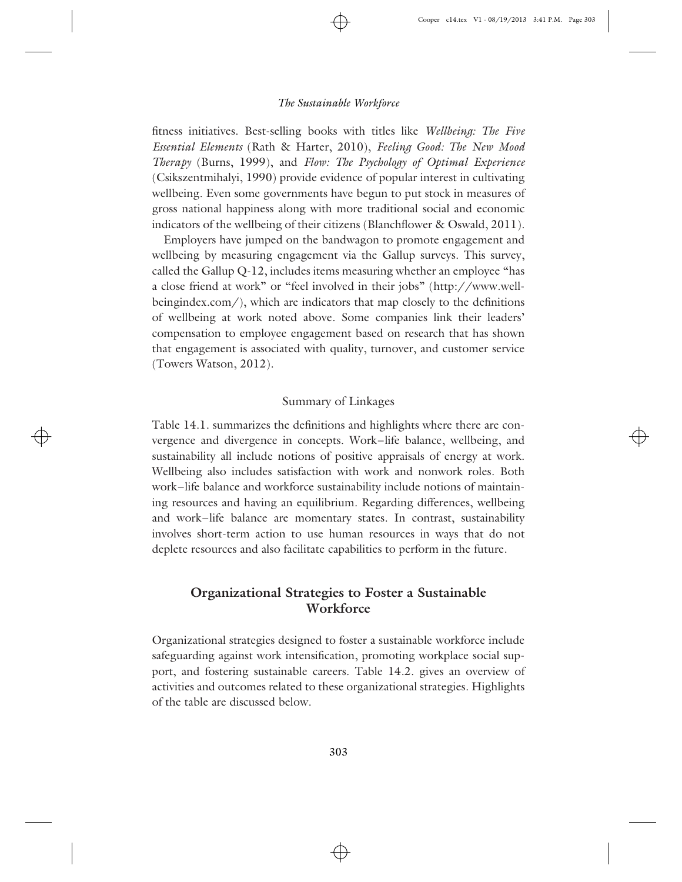fitness initiatives. Best-selling books with titles like *Wellbeing: The Five Essential Elements* (Rath & Harter, 2010), *Feeling Good: The New Mood Therapy* (Burns, 1999), and *Flow: The Psychology of Optimal Experience* (Csikszentmihalyi, 1990) provide evidence of popular interest in cultivating wellbeing. Even some governments have begun to put stock in measures of gross national happiness along with more traditional social and economic indicators of the wellbeing of their citizens (Blanchflower & Oswald, 2011).

Employers have jumped on the bandwagon to promote engagement and wellbeing by measuring engagement via the Gallup surveys. This survey, called the Gallup Q-12, includes items measuring whether an employee "has a close friend at work" or "feel involved in their jobs" (http://www.well-beingindex.com/), which are indicators that map closely to the definitions of wellbeing at work noted above. Some companies link their leaders' compensation to employee engagement based on research that has shown that engagement is associated with quality, turnover, and customer service (Towers Watson, 2012).

### Summary of Linkages

Table 14.1. summarizes the definitions and highlights where there are convergence and divergence in concepts. Work–life balance, wellbeing, and sustainability all include notions of positive appraisals of energy at work. Wellbeing also includes satisfaction with work and nonwork roles. Both work–life balance and workforce sustainability include notions of maintaining resources and having an equilibrium. Regarding differences, wellbeing and work–life balance are momentary states. In contrast, sustainability involves short-term action to use human resources in ways that do not deplete resources and also facilitate capabilities to perform in the future.

## Organizational Strategies to Foster a Sustainable Workforce

Organizational strategies designed to foster a sustainable workforce include safeguarding against work intensification, promoting workplace social support, and fostering sustainable careers. Table 14.2. gives an overview of activities and outcomes related to these organizational strategies. Highlights of the table are discussed below.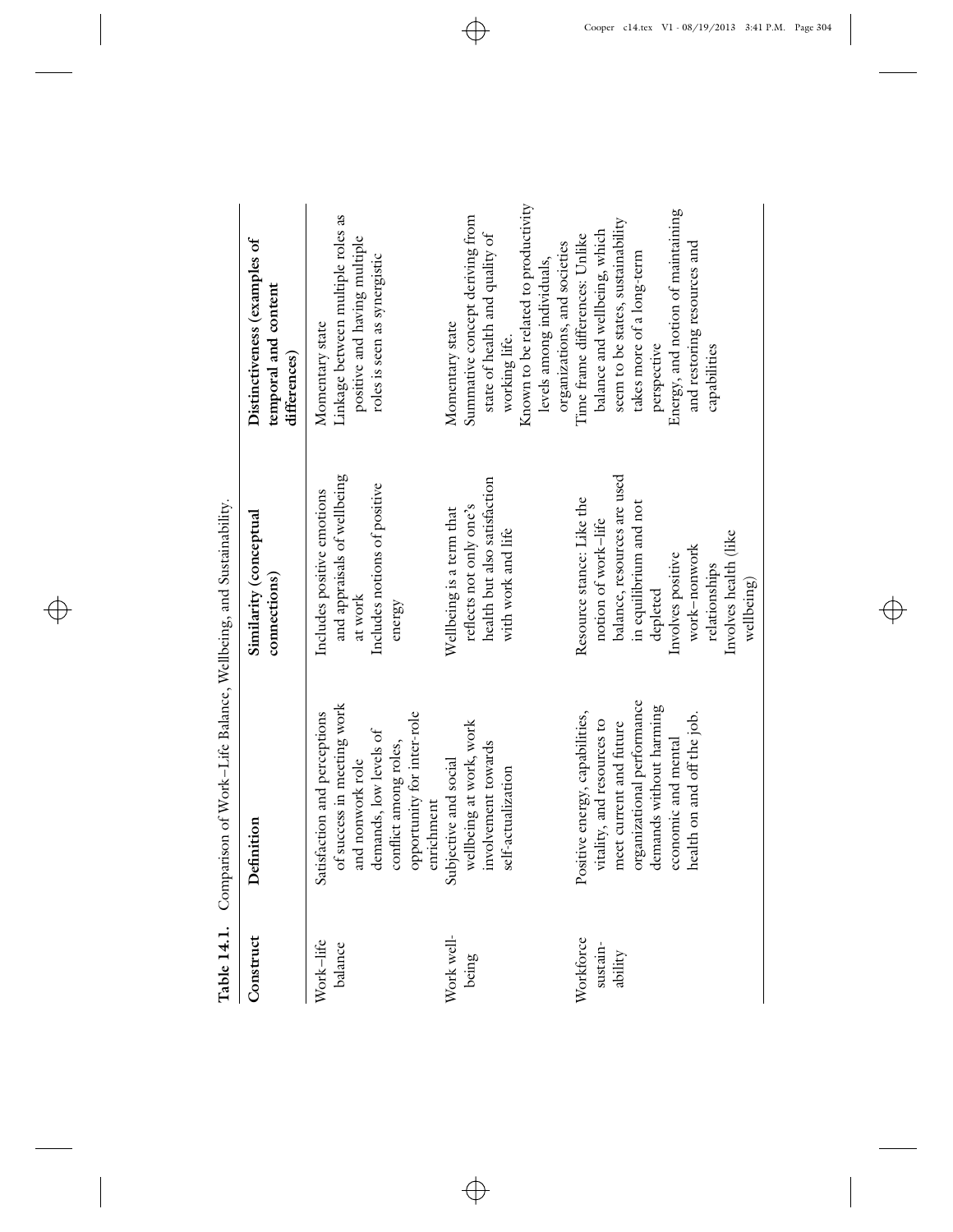**Table 14.1.** Comparison of Work–Life Balance, Wellbeing, and Sustainability.

| Construct | Definition | Similarity (conceptual connections) | Distinctiveness (examples of temporal and content differences) |
|---|---|---|---|
| Work–life balance | Satisfaction and perceptions of success in meeting work and nonwork role demands, low levels of conflict among roles, opportunity for inter-role enrichment | Includes positive emotions and appraisals of wellbeing at work<br>Includes notions of positive energy | Momentary state<br>Linkage between multiple roles as positive and having multiple roles is seen as synergistic |
| Work well-being | Subjective and social wellbeing at work, work involvement towards self-actualization | Wellbeing is a term that reflects not only one's health but also satisfaction with work and life | Momentary state<br>Summative concept deriving from state of health and quality of working life.<br>Known to be related to productivity levels among individuals, organizations, and societies |
| Workforce sustain-ability | Positive energy, capabilities, vitality, and resources to meet current and future organizational performance demands without harming economic and mental health on and off the job. | Resource stance: Like the notion of work–life balance, resources are used in equilibrium and not depleted<br>Involves positive work–nonwork relationships<br>Involves health (like wellbeing) | Time frame differences: Unlike balance and wellbeing, which seem to be states, sustainability takes more of a long-term perspective<br>Energy, and notion of maintaining and restoring resources and capabilities |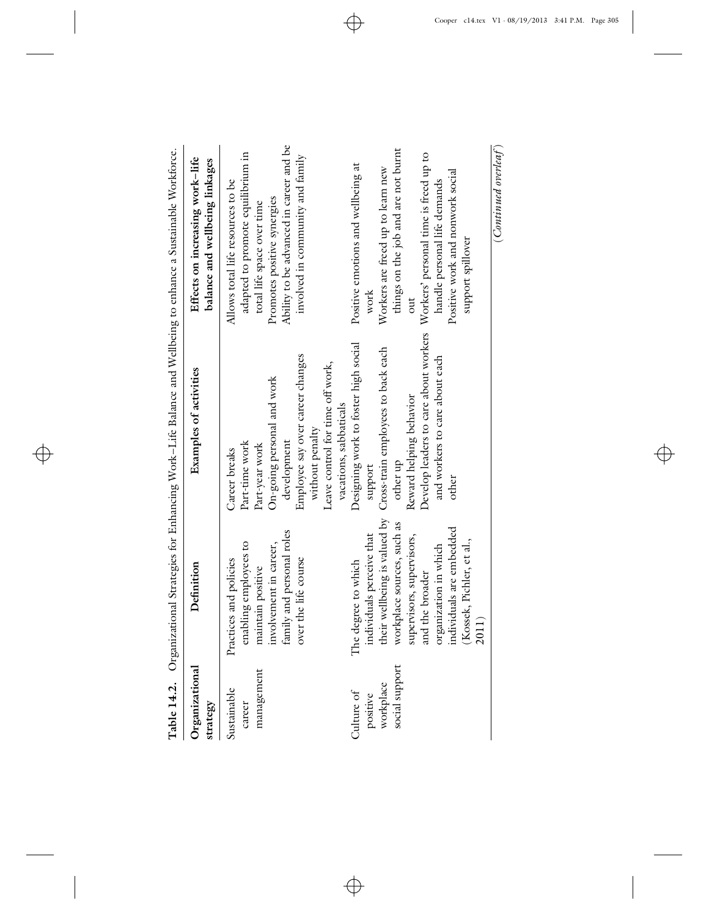**Table 14.2.** Organizational Strategies for Enhancing Work–Life Balance and Wellbeing to enhance a Sustainable Workforce.

| Organizational strategy | Definition | Examples of activities | Effects on increasing work–life balance and wellbeing linkages |
|---|---|---|---|
| Sustainable career management | Practices and policies enabling employees to maintain positive involvement in career, family and personal roles over the life course | Career breaks<br>Part-time work<br>Part-year work<br>On-going personal and work development<br>Employee say over career changes without penalty<br>Leave control for time off work, vacations, sabbaticals | Allows total life resources to be adapted to promote equilibrium in total life space over time<br>Promotes positive synergies<br>Ability to be advanced in career and be involved in community and family |
| Culture of positive workplace social support | The degree to which individuals perceive that their wellbeing is valued by workplace sources, such as supervisors, supervisors, and the broader organization in which individuals are embedded (Kossek, Pichler, et al., 2011) | Designing work to foster high social support<br>Cross-train employees to back each other up<br>Reward helping behavior<br>Develop leaders to care about workers and workers to care about each other | Positive emotions and wellbeing at work<br>Workers are freed up to learn new things on the job and are not burnt out<br>Workers' personal time is freed up to handle personal life demands<br>Positive work and nonwork social support spillover |

*(Continued overleaf)*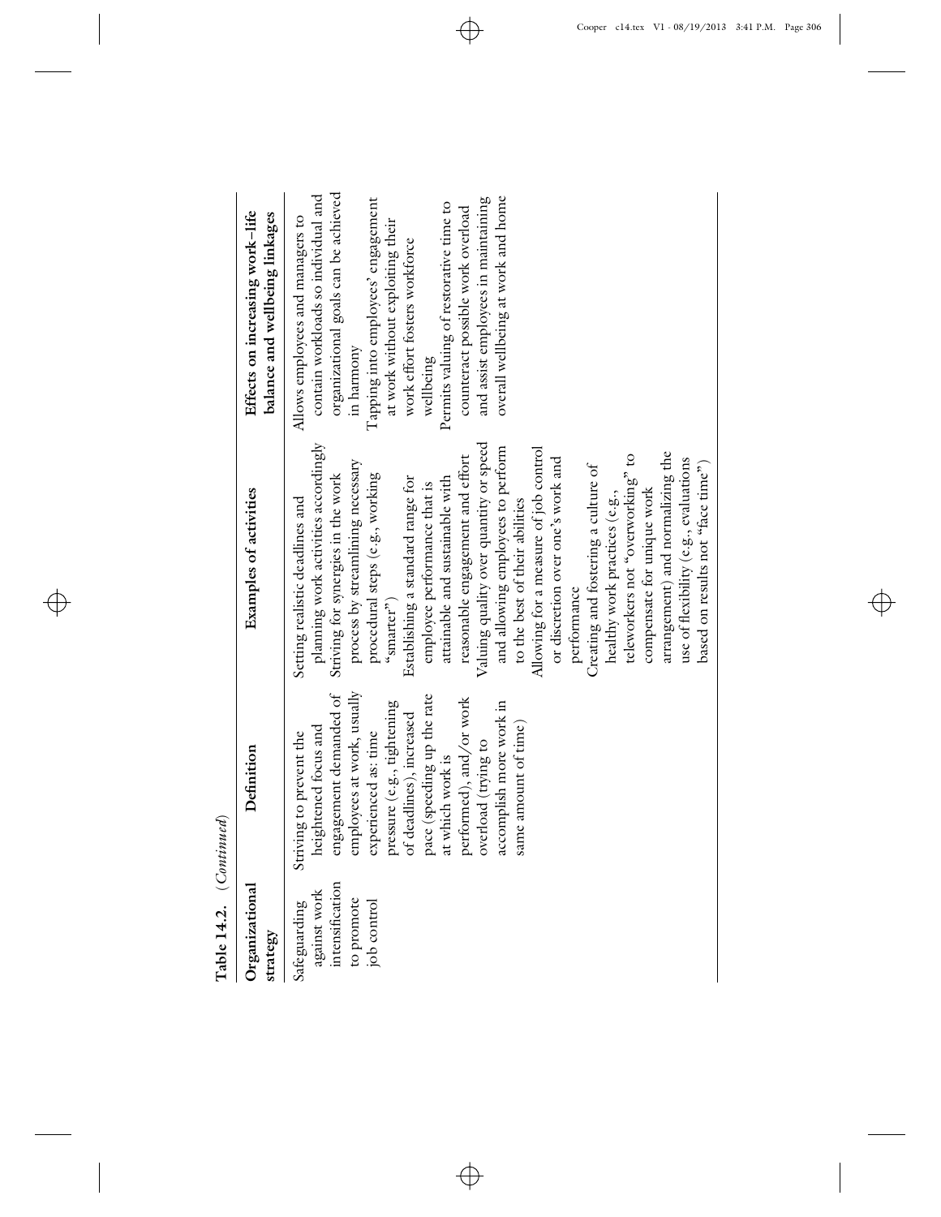**Table 14.2.** (*Continued*)

| Organizational strategy | Definition | Examples of activities | Effects on increasing work–life balance and wellbeing linkages |
|---|---|---|---|
| Safeguarding against work intensification to promote job control | Striving to prevent the heightened focus and engagement demanded of employees at work, usually experienced as: time pressure (e.g., tightening of deadlines), increased pace (speeding up the rate at which work is performed), and/or work overload (trying to accomplish more work in same amount of time) | Setting realistic deadlines and planning work activities accordingly<br>Striving for synergies in the work process by streamlining necessary procedural steps (e.g., working "smarter")<br>Establishing a standard range for employee performance that is attainable and sustainable with reasonable engagement and effort<br>Valuing quality over quantity or speed and allowing employees to perform to the best of their abilities<br>Allowing for a measure of job control or discretion over one's work and performance<br>Creating and fostering a culture of healthy work practices (e.g., teleworkers not "overworking" to compensate for unique work arrangement) and normalizing the use of flexibility (e.g., evaluations based on results not "face time") | Allows employees and managers to contain workloads so individual and organizational goals can be achieved in harmony<br>Tapping into employees' engagement at work without exploiting their work effort fosters workforce wellbeing<br>Permits valuing of restorative time to counteract possible work overload and assist employees in maintaining overall wellbeing at work and home |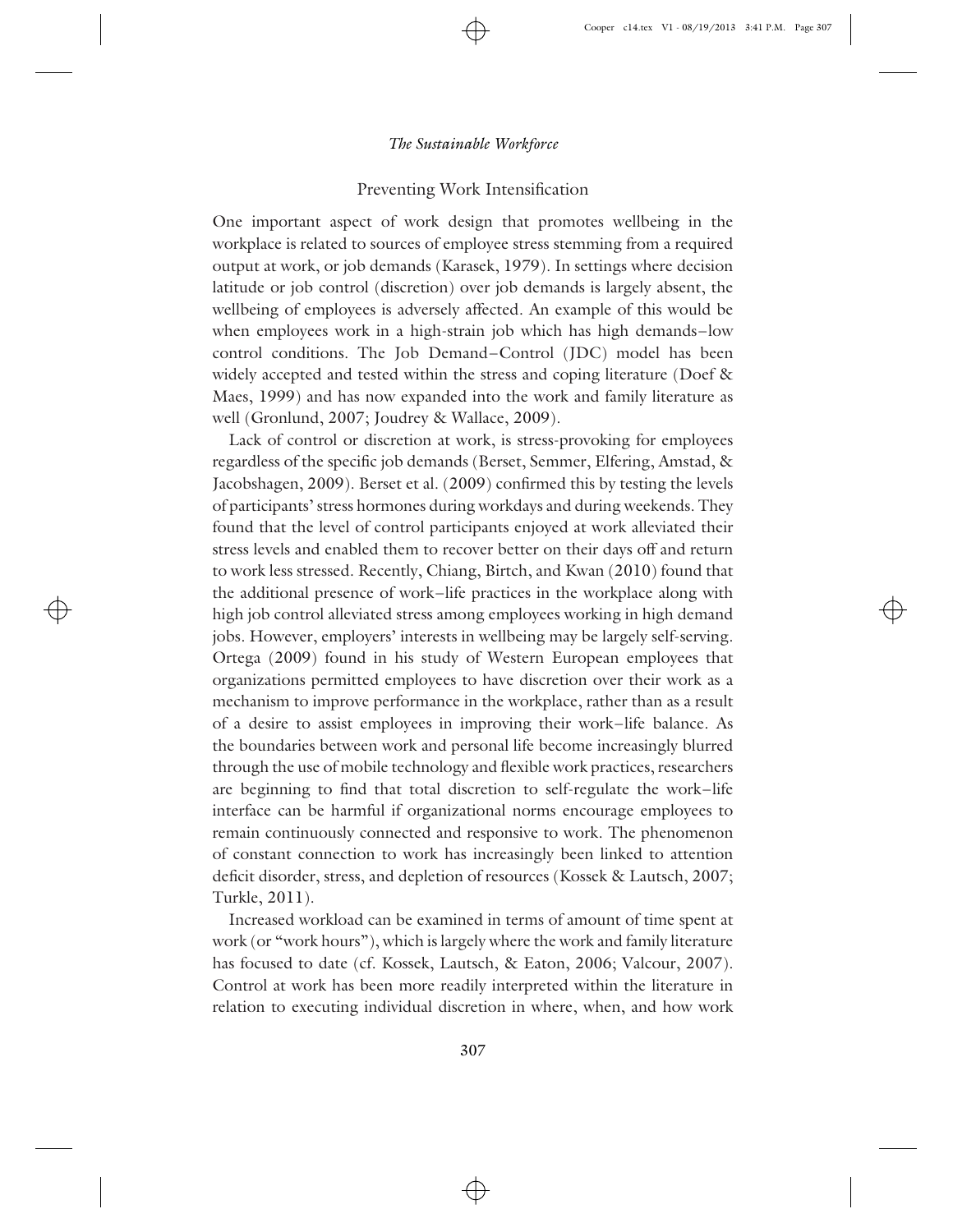## Preventing Work Intensification

One important aspect of work design that promotes wellbeing in the workplace is related to sources of employee stress stemming from a required output at work, or job demands (Karasek, 1979). In settings where decision latitude or job control (discretion) over job demands is largely absent, the wellbeing of employees is adversely affected. An example of this would be when employees work in a high-strain job which has high demands–low control conditions. The Job Demand–Control (JDC) model has been widely accepted and tested within the stress and coping literature (Doef & Maes, 1999) and has now expanded into the work and family literature as well (Gronlund, 2007; Joudrey & Wallace, 2009).

Lack of control or discretion at work, is stress-provoking for employees regardless of the specific job demands (Berset, Semmer, Elfering, Amstad, & Jacobshagen, 2009). Berset et al. (2009) confirmed this by testing the levels of participants' stress hormones during workdays and during weekends. They found that the level of control participants enjoyed at work alleviated their stress levels and enabled them to recover better on their days off and return to work less stressed. Recently, Chiang, Birtch, and Kwan (2010) found that the additional presence of work–life practices in the workplace along with high job control alleviated stress among employees working in high demand jobs. However, employers' interests in wellbeing may be largely self-serving. Ortega (2009) found in his study of Western European employees that organizations permitted employees to have discretion over their work as a mechanism to improve performance in the workplace, rather than as a result of a desire to assist employees in improving their work–life balance. As the boundaries between work and personal life become increasingly blurred through the use of mobile technology and flexible work practices, researchers are beginning to find that total discretion to self-regulate the work–life interface can be harmful if organizational norms encourage employees to remain continuously connected and responsive to work. The phenomenon of constant connection to work has increasingly been linked to attention deficit disorder, stress, and depletion of resources (Kossek & Lautsch, 2007; Turkle, 2011).

Increased workload can be examined in terms of amount of time spent at work (or "work hours"), which is largely where the work and family literature has focused to date (cf. Kossek, Lautsch, & Eaton, 2006; Valcour, 2007). Control at work has been more readily interpreted within the literature in relation to executing individual discretion in where, when, and how work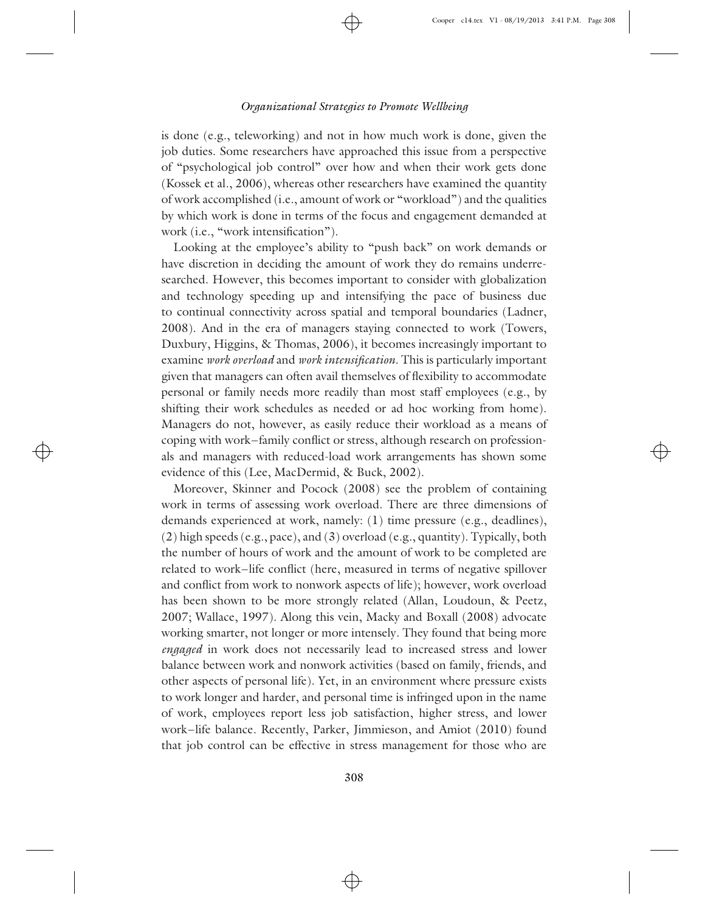is done (e.g., teleworking) and not in how much work is done, given the job duties. Some researchers have approached this issue from a perspective of "psychological job control" over how and when their work gets done (Kossek et al., 2006), whereas other researchers have examined the quantity of work accomplished (i.e., amount of work or "workload") and the qualities by which work is done in terms of the focus and engagement demanded at work (i.e., "work intensification").

Looking at the employee's ability to "push back" on work demands or have discretion in deciding the amount of work they do remains underresearched. However, this becomes important to consider with globalization and technology speeding up and intensifying the pace of business due to continual connectivity across spatial and temporal boundaries (Ladner, 2008). And in the era of managers staying connected to work (Towers, Duxbury, Higgins, & Thomas, 2006), it becomes increasingly important to examine *work overload* and *work intensification*. This is particularly important given that managers can often avail themselves of flexibility to accommodate personal or family needs more readily than most staff employees (e.g., by shifting their work schedules as needed or ad hoc working from home). Managers do not, however, as easily reduce their workload as a means of coping with work–family conflict or stress, although research on professionals and managers with reduced-load work arrangements has shown some evidence of this (Lee, MacDermid, & Buck, 2002).

Moreover, Skinner and Pocock (2008) see the problem of containing work in terms of assessing work overload. There are three dimensions of demands experienced at work, namely: (1) time pressure (e.g., deadlines), (2) high speeds (e.g., pace), and (3) overload (e.g., quantity). Typically, both the number of hours of work and the amount of work to be completed are related to work–life conflict (here, measured in terms of negative spillover and conflict from work to nonwork aspects of life); however, work overload has been shown to be more strongly related (Allan, Loudoun, & Peetz, 2007; Wallace, 1997). Along this vein, Macky and Boxall (2008) advocate working smarter, not longer or more intensely. They found that being more *engaged* in work does not necessarily lead to increased stress and lower balance between work and nonwork activities (based on family, friends, and other aspects of personal life). Yet, in an environment where pressure exists to work longer and harder, and personal time is infringed upon in the name of work, employees report less job satisfaction, higher stress, and lower work–life balance. Recently, Parker, Jimmieson, and Amiot (2010) found that job control can be effective in stress management for those who are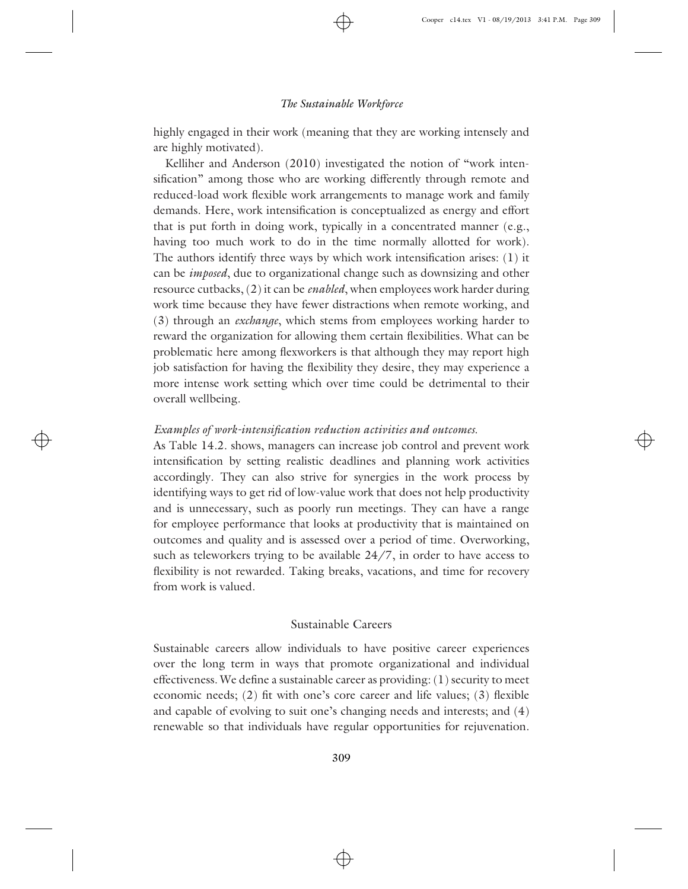highly engaged in their work (meaning that they are working intensely and are highly motivated).

Kelliher and Anderson (2010) investigated the notion of "work intensification" among those who are working differently through remote and reduced-load work flexible work arrangements to manage work and family demands. Here, work intensification is conceptualized as energy and effort that is put forth in doing work, typically in a concentrated manner (e.g., having too much work to do in the time normally allotted for work). The authors identify three ways by which work intensification arises: (1) it can be *imposed*, due to organizational change such as downsizing and other resource cutbacks, (2) it can be *enabled*, when employees work harder during work time because they have fewer distractions when remote working, and (3) through an *exchange*, which stems from employees working harder to reward the organization for allowing them certain flexibilities. What can be problematic here among flexworkers is that although they may report high job satisfaction for having the flexibility they desire, they may experience a more intense work setting which over time could be detrimental to their overall wellbeing.

*Examples of work-intensification reduction activities and outcomes.*

As Table 14.2. shows, managers can increase job control and prevent work intensification by setting realistic deadlines and planning work activities accordingly. They can also strive for synergies in the work process by identifying ways to get rid of low-value work that does not help productivity and is unnecessary, such as poorly run meetings. They can have a range for employee performance that looks at productivity that is maintained on outcomes and quality and is assessed over a period of time. Overworking, such as teleworkers trying to be available 24/7, in order to have access to flexibility is not rewarded. Taking breaks, vacations, and time for recovery from work is valued.

## Sustainable Careers

Sustainable careers allow individuals to have positive career experiences over the long term in ways that promote organizational and individual effectiveness. We define a sustainable career as providing: (1) security to meet economic needs; (2) fit with one's core career and life values; (3) flexible and capable of evolving to suit one's changing needs and interests; and (4) renewable so that individuals have regular opportunities for rejuvenation.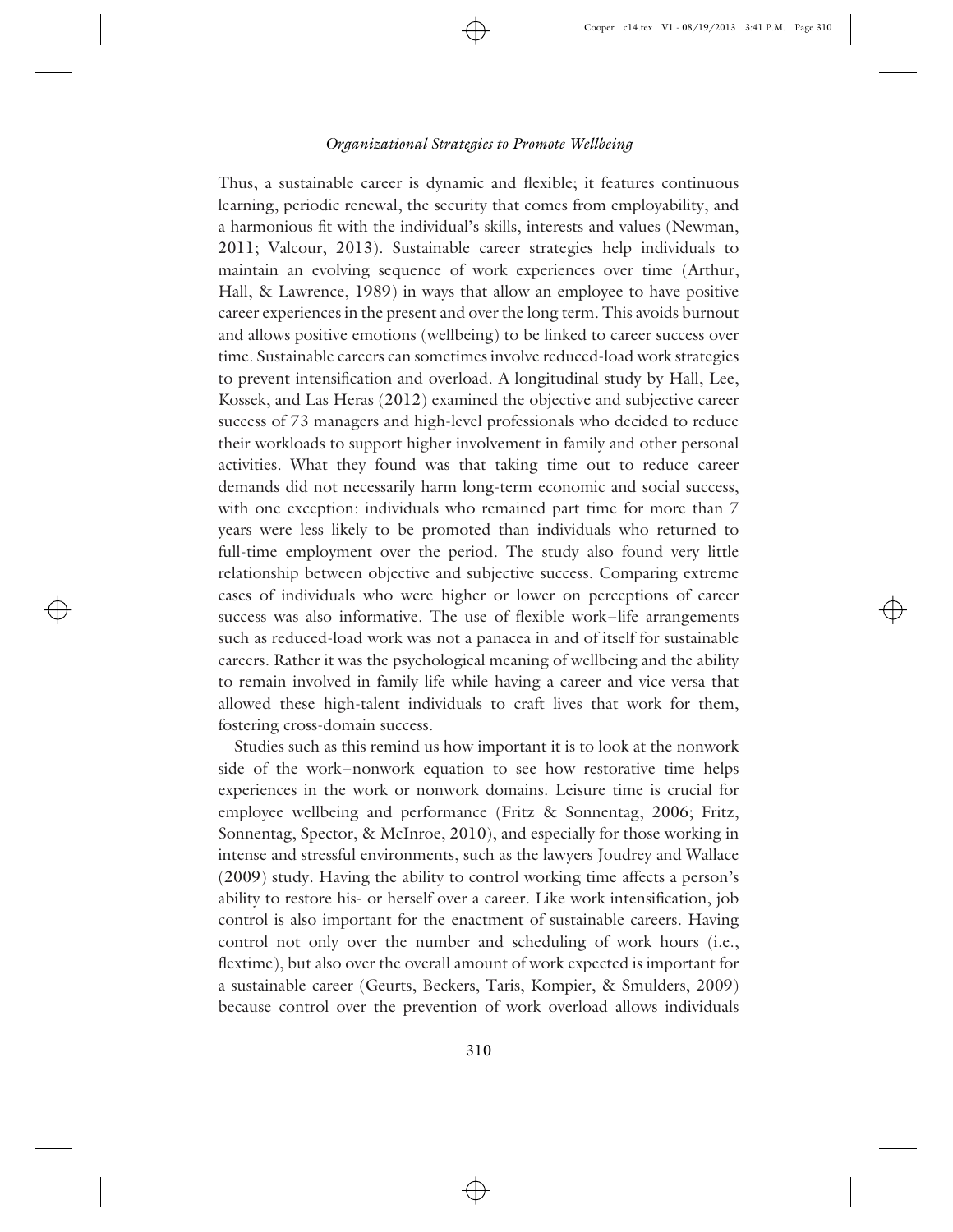Thus, a sustainable career is dynamic and flexible; it features continuous learning, periodic renewal, the security that comes from employability, and a harmonious fit with the individual's skills, interests and values (Newman, 2011; Valcour, 2013). Sustainable career strategies help individuals to maintain an evolving sequence of work experiences over time (Arthur, Hall, & Lawrence, 1989) in ways that allow an employee to have positive career experiences in the present and over the long term. This avoids burnout and allows positive emotions (wellbeing) to be linked to career success over time. Sustainable careers can sometimes involve reduced-load work strategies to prevent intensification and overload. A longitudinal study by Hall, Lee, Kossek, and Las Heras (2012) examined the objective and subjective career success of 73 managers and high-level professionals who decided to reduce their workloads to support higher involvement in family and other personal activities. What they found was that taking time out to reduce career demands did not necessarily harm long-term economic and social success, with one exception: individuals who remained part time for more than 7 years were less likely to be promoted than individuals who returned to full-time employment over the period. The study also found very little relationship between objective and subjective success. Comparing extreme cases of individuals who were higher or lower on perceptions of career success was also informative. The use of flexible work–life arrangements such as reduced-load work was not a panacea in and of itself for sustainable careers. Rather it was the psychological meaning of wellbeing and the ability to remain involved in family life while having a career and vice versa that allowed these high-talent individuals to craft lives that work for them, fostering cross-domain success.

Studies such as this remind us how important it is to look at the nonwork side of the work–nonwork equation to see how restorative time helps experiences in the work or nonwork domains. Leisure time is crucial for employee wellbeing and performance (Fritz & Sonnentag, 2006; Fritz, Sonnentag, Spector, & McInroe, 2010), and especially for those working in intense and stressful environments, such as the lawyers Joudrey and Wallace (2009) study. Having the ability to control working time affects a person's ability to restore his- or herself over a career. Like work intensification, job control is also important for the enactment of sustainable careers. Having control not only over the number and scheduling of work hours (i.e., flextime), but also over the overall amount of work expected is important for a sustainable career (Geurts, Beckers, Taris, Kompier, & Smulders, 2009) because control over the prevention of work overload allows individuals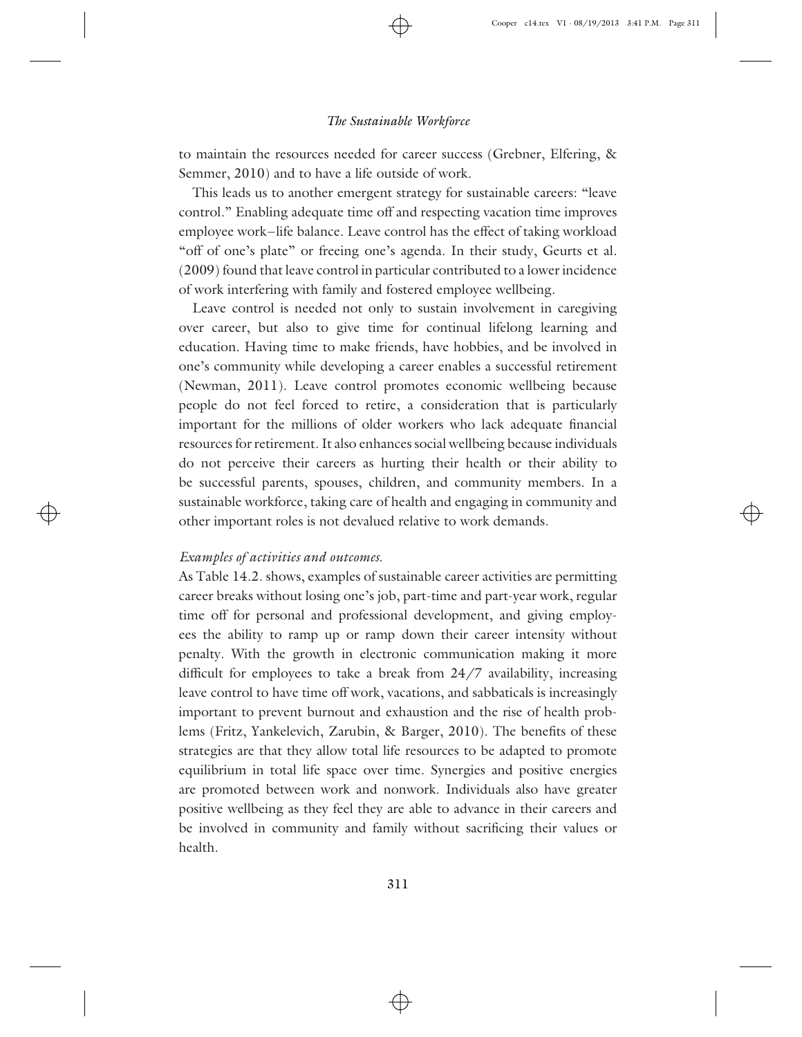to maintain the resources needed for career success (Grebner, Elfering, & Semmer, 2010) and to have a life outside of work.

This leads us to another emergent strategy for sustainable careers: "leave control." Enabling adequate time off and respecting vacation time improves employee work–life balance. Leave control has the effect of taking workload "off of one's plate" or freeing one's agenda. In their study, Geurts et al. (2009) found that leave control in particular contributed to a lower incidence of work interfering with family and fostered employee wellbeing.

Leave control is needed not only to sustain involvement in caregiving over career, but also to give time for continual lifelong learning and education. Having time to make friends, have hobbies, and be involved in one's community while developing a career enables a successful retirement (Newman, 2011). Leave control promotes economic wellbeing because people do not feel forced to retire, a consideration that is particularly important for the millions of older workers who lack adequate financial resources for retirement. It also enhances social wellbeing because individuals do not perceive their careers as hurting their health or their ability to be successful parents, spouses, children, and community members. In a sustainable workforce, taking care of health and engaging in community and other important roles is not devalued relative to work demands.

*Examples of activities and outcomes.*

As Table 14.2. shows, examples of sustainable career activities are permitting career breaks without losing one's job, part-time and part-year work, regular time off for personal and professional development, and giving employees the ability to ramp up or ramp down their career intensity without penalty. With the growth in electronic communication making it more difficult for employees to take a break from 24/7 availability, increasing leave control to have time off work, vacations, and sabbaticals is increasingly important to prevent burnout and exhaustion and the rise of health problems (Fritz, Yankelevich, Zarubin, & Barger, 2010). The benefits of these strategies are that they allow total life resources to be adapted to promote equilibrium in total life space over time. Synergies and positive energies are promoted between work and nonwork. Individuals also have greater positive wellbeing as they feel they are able to advance in their careers and be involved in community and family without sacrificing their values or health.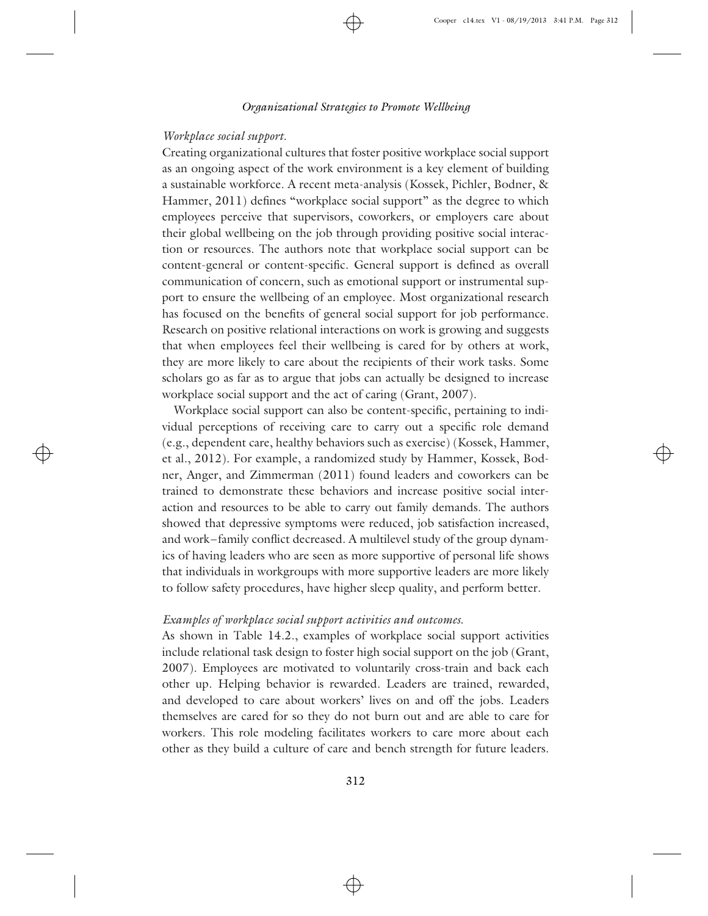*Workplace social support.*

Creating organizational cultures that foster positive workplace social support as an ongoing aspect of the work environment is a key element of building a sustainable workforce. A recent meta-analysis (Kossek, Pichler, Bodner, & Hammer, 2011) defines "workplace social support" as the degree to which employees perceive that supervisors, coworkers, or employers care about their global wellbeing on the job through providing positive social interaction or resources. The authors note that workplace social support can be content-general or content-specific. General support is defined as overall communication of concern, such as emotional support or instrumental support to ensure the wellbeing of an employee. Most organizational research has focused on the benefits of general social support for job performance. Research on positive relational interactions on work is growing and suggests that when employees feel their wellbeing is cared for by others at work, they are more likely to care about the recipients of their work tasks. Some scholars go as far as to argue that jobs can actually be designed to increase workplace social support and the act of caring (Grant, 2007).

Workplace social support can also be content-specific, pertaining to individual perceptions of receiving care to carry out a specific role demand (e.g., dependent care, healthy behaviors such as exercise) (Kossek, Hammer, et al., 2012). For example, a randomized study by Hammer, Kossek, Bodner, Anger, and Zimmerman (2011) found leaders and coworkers can be trained to demonstrate these behaviors and increase positive social interaction and resources to be able to carry out family demands. The authors showed that depressive symptoms were reduced, job satisfaction increased, and work–family conflict decreased. A multilevel study of the group dynamics of having leaders who are seen as more supportive of personal life shows that individuals in workgroups with more supportive leaders are more likely to follow safety procedures, have higher sleep quality, and perform better.

*Examples of workplace social support activities and outcomes.*

As shown in Table 14.2., examples of workplace social support activities include relational task design to foster high social support on the job (Grant, 2007). Employees are motivated to voluntarily cross-train and back each other up. Helping behavior is rewarded. Leaders are trained, rewarded, and developed to care about workers' lives on and off the jobs. Leaders themselves are cared for so they do not burn out and are able to care for workers. This role modeling facilitates workers to care more about each other as they build a culture of care and bench strength for future leaders.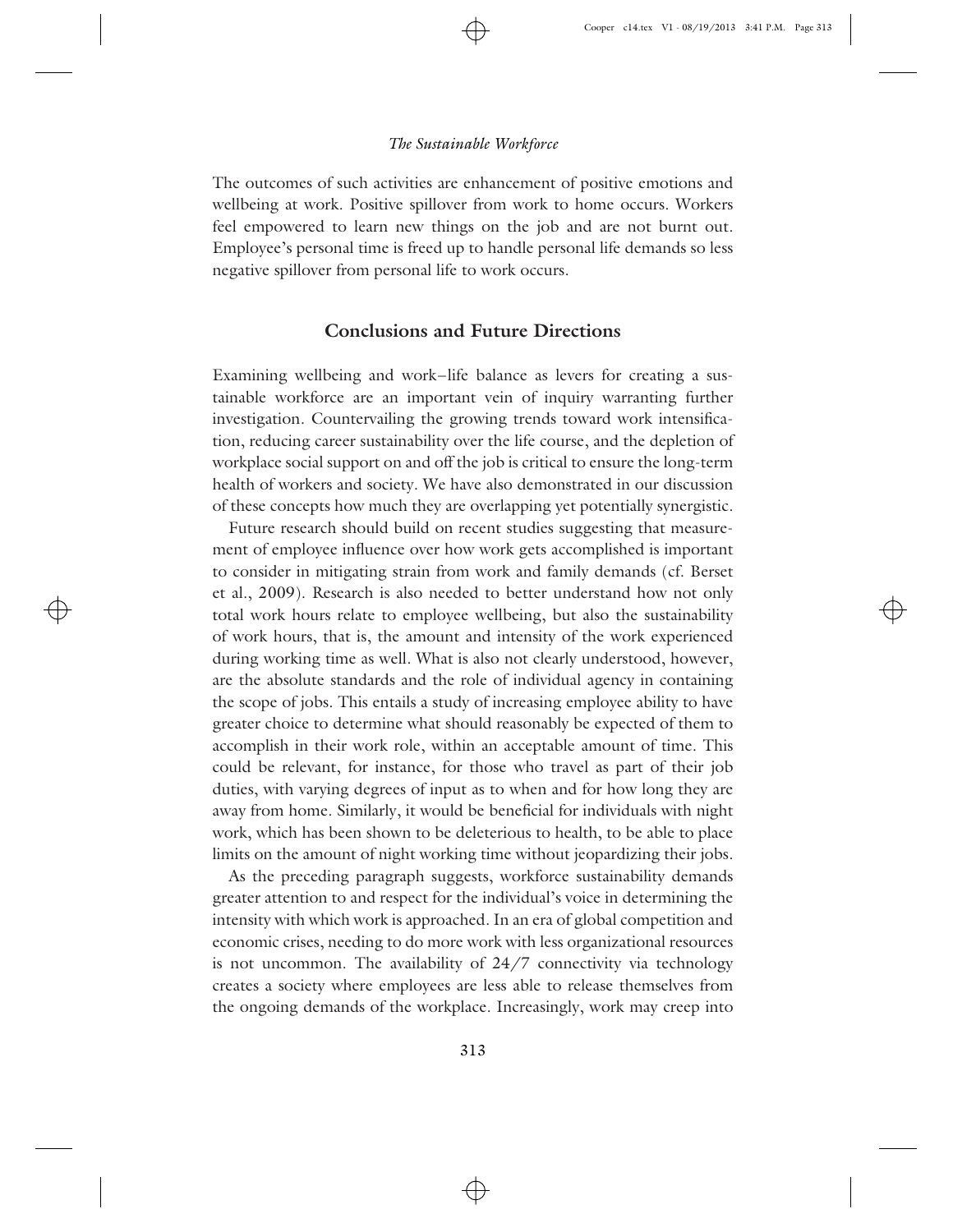The outcomes of such activities are enhancement of positive emotions and wellbeing at work. Positive spillover from work to home occurs. Workers feel empowered to learn new things on the job and are not burnt out. Employee's personal time is freed up to handle personal life demands so less negative spillover from personal life to work occurs.

## Conclusions and Future Directions

Examining wellbeing and work–life balance as levers for creating a sustainable workforce are an important vein of inquiry warranting further investigation. Countervailing the growing trends toward work intensification, reducing career sustainability over the life course, and the depletion of workplace social support on and off the job is critical to ensure the long-term health of workers and society. We have also demonstrated in our discussion of these concepts how much they are overlapping yet potentially synergistic.

Future research should build on recent studies suggesting that measurement of employee influence over how work gets accomplished is important to consider in mitigating strain from work and family demands (cf. Berset et al., 2009). Research is also needed to better understand how not only total work hours relate to employee wellbeing, but also the sustainability of work hours, that is, the amount and intensity of the work experienced during working time as well. What is also not clearly understood, however, are the absolute standards and the role of individual agency in containing the scope of jobs. This entails a study of increasing employee ability to have greater choice to determine what should reasonably be expected of them to accomplish in their work role, within an acceptable amount of time. This could be relevant, for instance, for those who travel as part of their job duties, with varying degrees of input as to when and for how long they are away from home. Similarly, it would be beneficial for individuals with night work, which has been shown to be deleterious to health, to be able to place limits on the amount of night working time without jeopardizing their jobs.

As the preceding paragraph suggests, workforce sustainability demands greater attention to and respect for the individual's voice in determining the intensity with which work is approached. In an era of global competition and economic crises, needing to do more work with less organizational resources is not uncommon. The availability of 24/7 connectivity via technology creates a society where employees are less able to release themselves from the ongoing demands of the workplace. Increasingly, work may creep into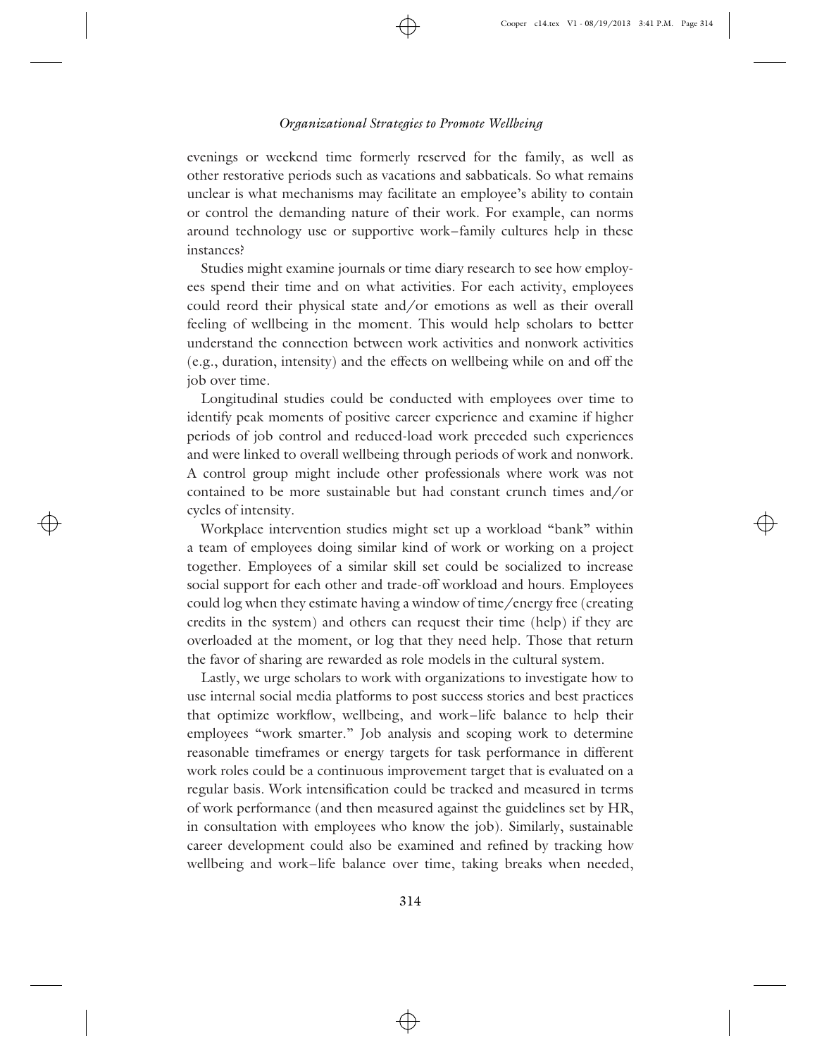evenings or weekend time formerly reserved for the family, as well as other restorative periods such as vacations and sabbaticals. So what remains unclear is what mechanisms may facilitate an employee's ability to contain or control the demanding nature of their work. For example, can norms around technology use or supportive work–family cultures help in these instances?

Studies might examine journals or time diary research to see how employees spend their time and on what activities. For each activity, employees could reord their physical state and/or emotions as well as their overall feeling of wellbeing in the moment. This would help scholars to better understand the connection between work activities and nonwork activities (e.g., duration, intensity) and the effects on wellbeing while on and off the job over time.

Longitudinal studies could be conducted with employees over time to identify peak moments of positive career experience and examine if higher periods of job control and reduced-load work preceded such experiences and were linked to overall wellbeing through periods of work and nonwork. A control group might include other professionals where work was not contained to be more sustainable but had constant crunch times and/or cycles of intensity.

Workplace intervention studies might set up a workload "bank" within a team of employees doing similar kind of work or working on a project together. Employees of a similar skill set could be socialized to increase social support for each other and trade-off workload and hours. Employees could log when they estimate having a window of time/energy free (creating credits in the system) and others can request their time (help) if they are overloaded at the moment, or log that they need help. Those that return the favor of sharing are rewarded as role models in the cultural system.

Lastly, we urge scholars to work with organizations to investigate how to use internal social media platforms to post success stories and best practices that optimize workflow, wellbeing, and work–life balance to help their employees "work smarter." Job analysis and scoping work to determine reasonable timeframes or energy targets for task performance in different work roles could be a continuous improvement target that is evaluated on a regular basis. Work intensification could be tracked and measured in terms of work performance (and then measured against the guidelines set by HR, in consultation with employees who know the job). Similarly, sustainable career development could also be examined and refined by tracking how wellbeing and work–life balance over time, taking breaks when needed,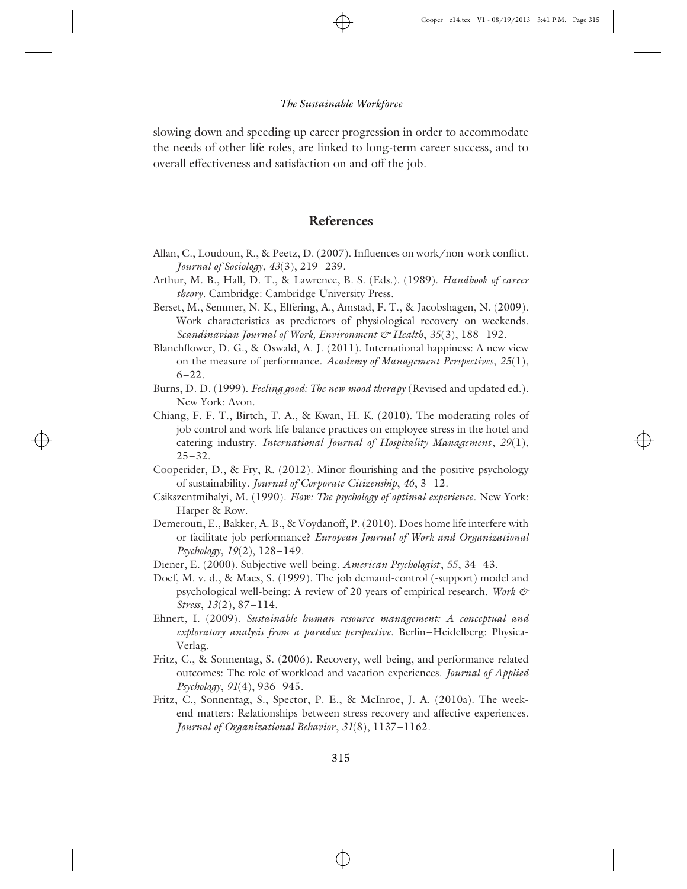slowing down and speeding up career progression in order to accommodate the needs of other life roles, are linked to long-term career success, and to overall effectiveness and satisfaction on and off the job.

## References

Allan, C., Loudoun, R., & Peetz, D. (2007). Influences on work/non-work conflict. *Journal of Sociology*, *43*(3), 219–239.

Arthur, M. B., Hall, D. T., & Lawrence, B. S. (Eds.). (1989). *Handbook of career theory*. Cambridge: Cambridge University Press.

Berset, M., Semmer, N. K., Elfering, A., Amstad, F. T., & Jacobshagen, N. (2009). Work characteristics as predictors of physiological recovery on weekends. *Scandinavian Journal of Work, Environment & Health*, *35*(3), 188–192.

Blanchflower, D. G., & Oswald, A. J. (2011). International happiness: A new view on the measure of performance. *Academy of Management Perspectives*, *25*(1), 6–22.

Burns, D. D. (1999). *Feeling good: The new mood therapy* (Revised and updated ed.). New York: Avon.

Chiang, F. F. T., Birtch, T. A., & Kwan, H. K. (2010). The moderating roles of job control and work-life balance practices on employee stress in the hotel and catering industry. *International Journal of Hospitality Management*, *29*(1), 25–32.

Cooperider, D., & Fry, R. (2012). Minor flourishing and the positive psychology of sustainability. *Journal of Corporate Citizenship*, *46*, 3–12.

Csikszentmihalyi, M. (1990). *Flow: The psychology of optimal experience*. New York: Harper & Row.

Demerouti, E., Bakker, A. B., & Voydanoff, P. (2010). Does home life interfere with or facilitate job performance? *European Journal of Work and Organizational Psychology*, *19*(2), 128–149.

Diener, E. (2000). Subjective well-being. *American Psychologist*, *55*, 34–43.

Doef, M. v. d., & Maes, S. (1999). The job demand-control (-support) model and psychological well-being: A review of 20 years of empirical research. *Work & Stress*, *13*(2), 87–114.

Ehnert, I. (2009). *Sustainable human resource management: A conceptual and exploratory analysis from a paradox perspective*. Berlin–Heidelberg: Physica-Verlag.

Fritz, C., & Sonnentag, S. (2006). Recovery, well-being, and performance-related outcomes: The role of workload and vacation experiences. *Journal of Applied Psychology*, *91*(4), 936–945.

Fritz, C., Sonnentag, S., Spector, P. E., & McInroe, J. A. (2010a). The weekend matters: Relationships between stress recovery and affective experiences. *Journal of Organizational Behavior*, *31*(8), 1137–1162.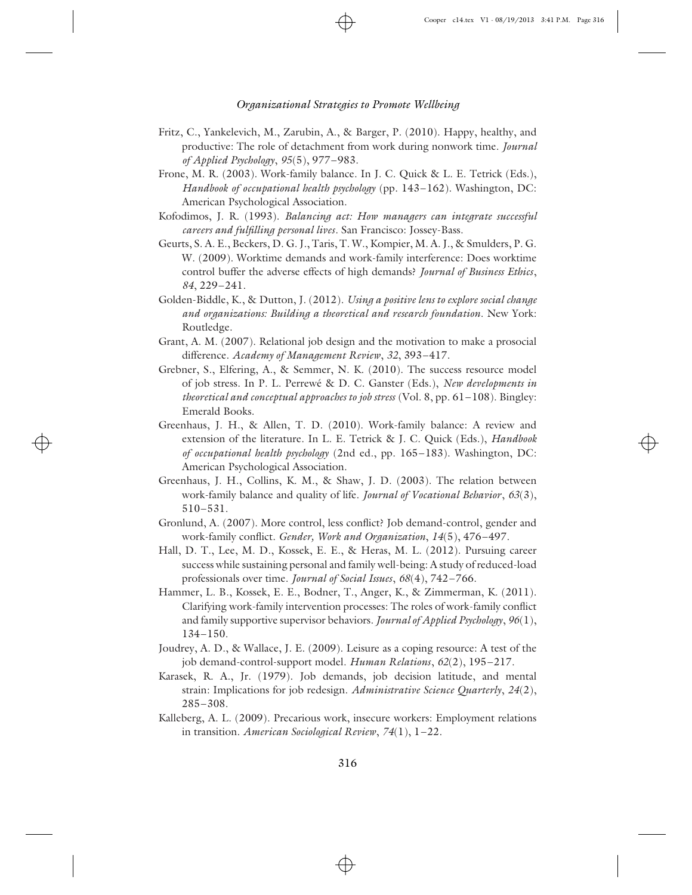Fritz, C., Yankelevich, M., Zarubin, A., & Barger, P. (2010). Happy, healthy, and productive: The role of detachment from work during nonwork time. *Journal of Applied Psychology*, *95*(5), 977–983.

Frone, M. R. (2003). Work-family balance. In J. C. Quick & L. E. Tetrick (Eds.), *Handbook of occupational health psychology* (pp. 143–162). Washington, DC: American Psychological Association.

Kofodimos, J. R. (1993). *Balancing act: How managers can integrate successful careers and fulfilling personal lives*. San Francisco: Jossey-Bass.

Geurts, S. A. E., Beckers, D. G. J., Taris, T. W., Kompier, M. A. J., & Smulders, P. G. W. (2009). Worktime demands and work-family interference: Does worktime control buffer the adverse effects of high demands? *Journal of Business Ethics*, *84*, 229–241.

Golden-Biddle, K., & Dutton, J. (2012). *Using a positive lens to explore social change and organizations: Building a theoretical and research foundation*. New York: Routledge.

Grant, A. M. (2007). Relational job design and the motivation to make a prosocial difference. *Academy of Management Review*, *32*, 393–417.

Grebner, S., Elfering, A., & Semmer, N. K. (2010). The success resource model of job stress. In P. L. Perrewé & D. C. Ganster (Eds.), *New developments in theoretical and conceptual approaches to job stress* (Vol. 8, pp. 61–108). Bingley: Emerald Books.

Greenhaus, J. H., & Allen, T. D. (2010). Work-family balance: A review and extension of the literature. In L. E. Tetrick & J. C. Quick (Eds.), *Handbook of occupational health psychology* (2nd ed., pp. 165–183). Washington, DC: American Psychological Association.

Greenhaus, J. H., Collins, K. M., & Shaw, J. D. (2003). The relation between work-family balance and quality of life. *Journal of Vocational Behavior*, *63*(3), 510–531.

Gronlund, A. (2007). More control, less conflict? Job demand-control, gender and work-family conflict. *Gender, Work and Organization*, *14*(5), 476–497.

Hall, D. T., Lee, M. D., Kossek, E. E., & Heras, M. L. (2012). Pursuing career success while sustaining personal and family well-being: A study of reduced-load professionals over time. *Journal of Social Issues*, *68*(4), 742–766.

Hammer, L. B., Kossek, E. E., Bodner, T., Anger, K., & Zimmerman, K. (2011). Clarifying work-family intervention processes: The roles of work-family conflict and family supportive supervisor behaviors. *Journal of Applied Psychology*, *96*(1), 134–150.

Joudrey, A. D., & Wallace, J. E. (2009). Leisure as a coping resource: A test of the job demand-control-support model. *Human Relations*, *62*(2), 195–217.

Karasek, R. A., Jr. (1979). Job demands, job decision latitude, and mental strain: Implications for job redesign. *Administrative Science Quarterly*, *24*(2), 285–308.

Kalleberg, A. L. (2009). Precarious work, insecure workers: Employment relations in transition. *American Sociological Review*, *74*(1), 1–22.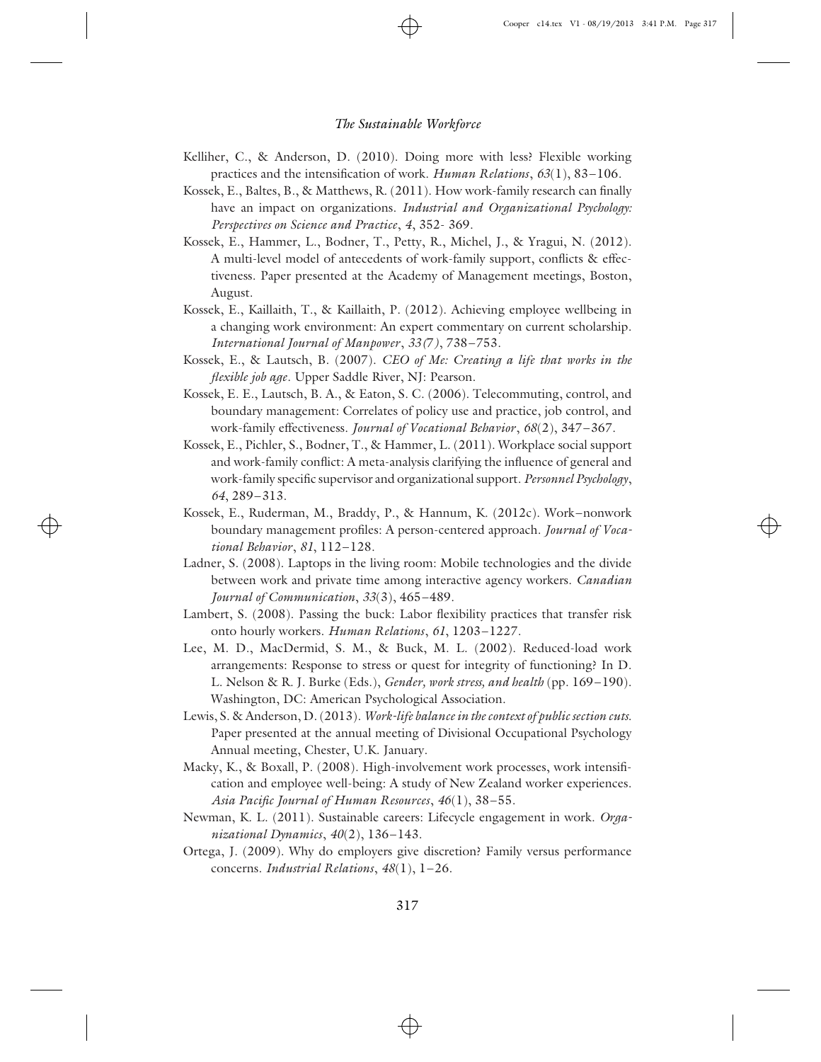Kelliher, C., & Anderson, D. (2010). Doing more with less? Flexible working practices and the intensification of work. *Human Relations*, *63*(1), 83–106.

Kossek, E., Baltes, B., & Matthews, R. (2011). How work-family research can finally have an impact on organizations. *Industrial and Organizational Psychology: Perspectives on Science and Practice*, *4*, 352- 369.

Kossek, E., Hammer, L., Bodner, T., Petty, R., Michel, J., & Yragui, N. (2012). A multi-level model of antecedents of work-family support, conflicts & effectiveness. Paper presented at the Academy of Management meetings, Boston, August.

Kossek, E., Kaillaith, T., & Kaillaith, P. (2012). Achieving employee wellbeing in a changing work environment: An expert commentary on current scholarship. *International Journal of Manpower*, *33(7)*, 738–753.

Kossek, E., & Lautsch, B. (2007). *CEO of Me: Creating a life that works in the flexible job age*. Upper Saddle River, NJ: Pearson.

Kossek, E. E., Lautsch, B. A., & Eaton, S. C. (2006). Telecommuting, control, and boundary management: Correlates of policy use and practice, job control, and work-family effectiveness. *Journal of Vocational Behavior*, *68*(2), 347–367.

Kossek, E., Pichler, S., Bodner, T., & Hammer, L. (2011). Workplace social support and work-family conflict: A meta-analysis clarifying the influence of general and work-family specific supervisor and organizational support. *Personnel Psychology*, *64*, 289–313.

Kossek, E., Ruderman, M., Braddy, P., & Hannum, K. (2012c). Work–nonwork boundary management profiles: A person-centered approach. *Journal of Vocational Behavior*, *81*, 112–128.

Ladner, S. (2008). Laptops in the living room: Mobile technologies and the divide between work and private time among interactive agency workers. *Canadian Journal of Communication*, *33*(3), 465–489.

Lambert, S. (2008). Passing the buck: Labor flexibility practices that transfer risk onto hourly workers. *Human Relations*, *61*, 1203–1227.

Lee, M. D., MacDermid, S. M., & Buck, M. L. (2002). Reduced-load work arrangements: Response to stress or quest for integrity of functioning? In D. L. Nelson & R. J. Burke (Eds.), *Gender, work stress, and health* (pp. 169–190). Washington, DC: American Psychological Association.

Lewis, S. & Anderson, D. (2013). *Work-life balance in the context of public section cuts.* Paper presented at the annual meeting of Divisional Occupational Psychology Annual meeting, Chester, U.K. January.

Macky, K., & Boxall, P. (2008). High-involvement work processes, work intensification and employee well-being: A study of New Zealand worker experiences. *Asia Pacific Journal of Human Resources*, *46*(1), 38–55.

Newman, K. L. (2011). Sustainable careers: Lifecycle engagement in work. *Organizational Dynamics*, *40*(2), 136–143.

Ortega, J. (2009). Why do employers give discretion? Family versus performance concerns. *Industrial Relations*, *48*(1), 1–26.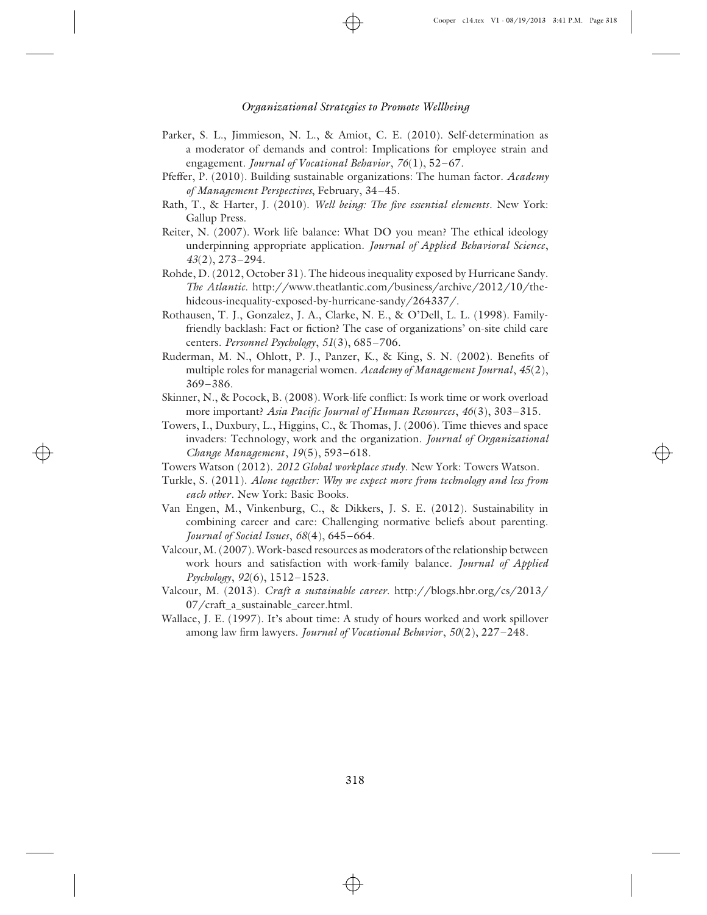Parker, S. L., Jimmieson, N. L., & Amiot, C. E. (2010). Self-determination as a moderator of demands and control: Implications for employee strain and engagement. *Journal of Vocational Behavior*, *76*(1), 52–67.

Pfeffer, P. (2010). Building sustainable organizations: The human factor. *Academy of Management Perspectives*, February, 34–45.

Rath, T., & Harter, J. (2010). *Well being: The five essential elements*. New York: Gallup Press.

Reiter, N. (2007). Work life balance: What DO you mean? The ethical ideology underpinning appropriate application. *Journal of Applied Behavioral Science*, *43*(2), 273–294.

Rohde, D. (2012, October 31). The hideous inequality exposed by Hurricane Sandy. *The Atlantic*. http://www.theatlantic.com/business/archive/2012/10/the-hideous-inequality-exposed-by-hurricane-sandy/264337/.

Rothausen, T. J., Gonzalez, J. A., Clarke, N. E., & O'Dell, L. L. (1998). Family-friendly backlash: Fact or fiction? The case of organizations' on-site child care centers. *Personnel Psychology*, *51*(3), 685–706.

Ruderman, M. N., Ohlott, P. J., Panzer, K., & King, S. N. (2002). Benefits of multiple roles for managerial women. *Academy of Management Journal*, *45*(2), 369–386.

Skinner, N., & Pocock, B. (2008). Work-life conflict: Is work time or work overload more important? *Asia Pacific Journal of Human Resources*, *46*(3), 303–315.

Towers, I., Duxbury, L., Higgins, C., & Thomas, J. (2006). Time thieves and space invaders: Technology, work and the organization. *Journal of Organizational Change Management*, *19*(5), 593–618.

Towers Watson (2012). *2012 Global workplace study*. New York: Towers Watson.

Turkle, S. (2011). *Alone together: Why we expect more from technology and less from each other*. New York: Basic Books.

Van Engen, M., Vinkenburg, C., & Dikkers, J. S. E. (2012). Sustainability in combining career and care: Challenging normative beliefs about parenting. *Journal of Social Issues*, *68*(4), 645–664.

Valcour, M. (2007). Work-based resources as moderators of the relationship between work hours and satisfaction with work-family balance. *Journal of Applied Psychology*, *92*(6), 1512–1523.

Valcour, M. (2013). *Craft a sustainable career*. http://blogs.hbr.org/cs/2013/07/craft_a_sustainable_career.html.

Wallace, J. E. (1997). It's about time: A study of hours worked and work spillover among law firm lawyers. *Journal of Vocational Behavior*, *50*(2), 227–248.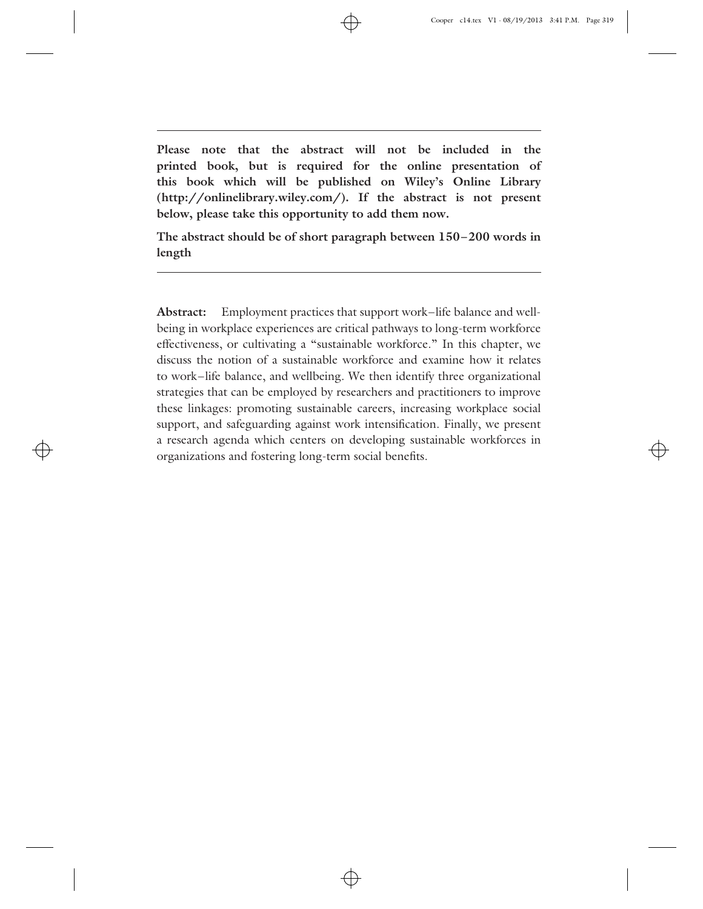**Please note that the abstract will not be included in the printed book, but is required for the online presentation of this book which will be published on Wiley's Online Library (http://onlinelibrary.wiley.com/). If the abstract is not present below, please take this opportunity to add them now.**

**The abstract should be of short paragraph between 150–200 words in length**

**Abstract:** Employment practices that support work–life balance and wellbeing in workplace experiences are critical pathways to long-term workforce effectiveness, or cultivating a "sustainable workforce." In this chapter, we discuss the notion of a sustainable workforce and examine how it relates to work–life balance, and wellbeing. We then identify three organizational strategies that can be employed by researchers and practitioners to improve these linkages: promoting sustainable careers, increasing workplace social support, and safeguarding against work intensification. Finally, we present a research agenda which centers on developing sustainable workforces in organizations and fostering long-term social benefits.